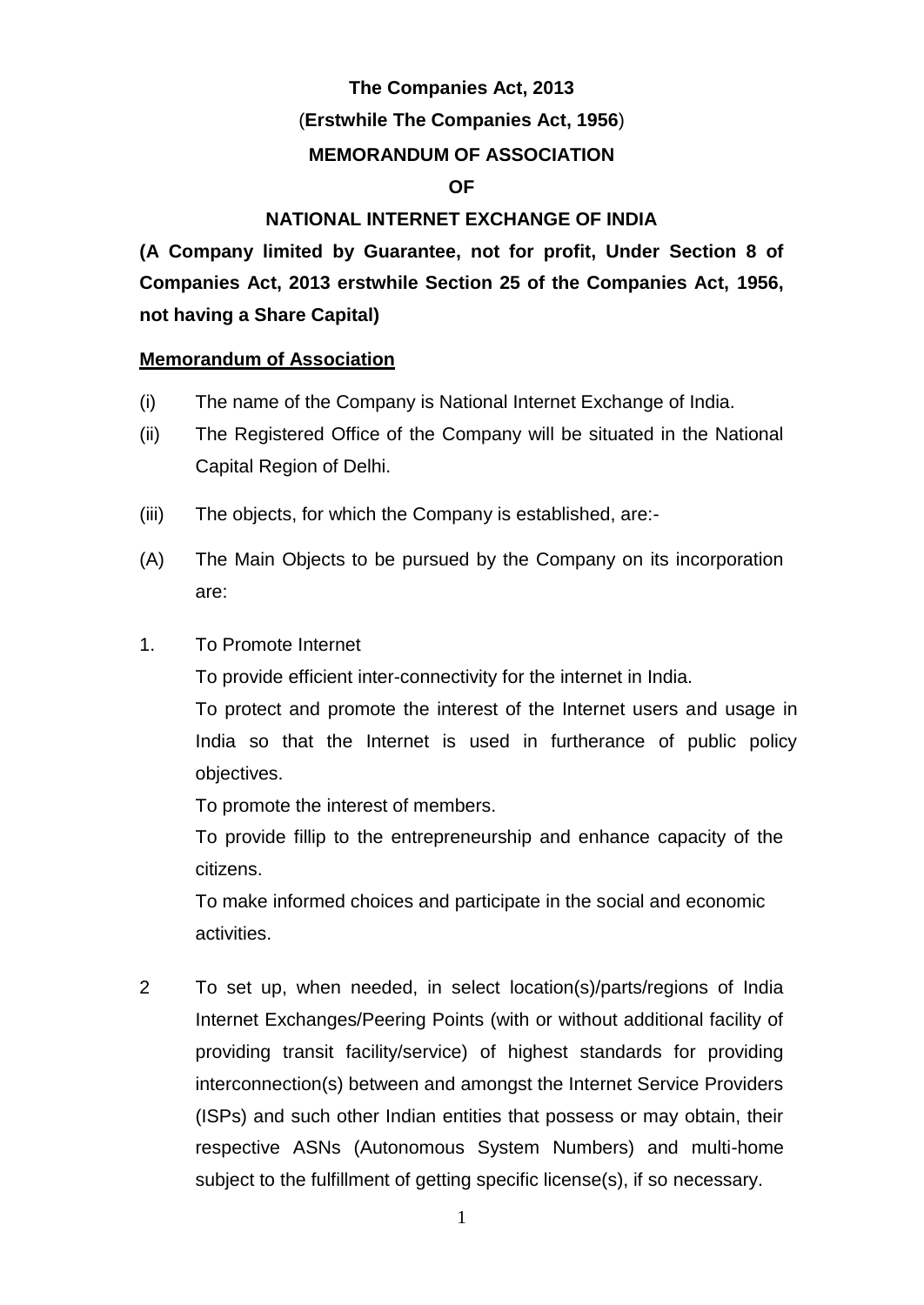# The Companies Act, 2013

## (Erstwhile The Companies Act, 1956)

## MEMORANDUM OF ASSOCIATION

## OF

## NATIONAL INTERNET EXCHANGE OF INDIA

**(A Company limited by Guarantee, not for profit, Under Section 8 of Companies Act, 2013 erstwhile Section 25 of the Companies Act, 1956, not having a Share Capital)**

**Memorandum of Association**

(i) The name of the Company is National Internet Exchange of India.

(ii) The Registered Office of the Company will be situated in the National Capital Region of Delhi.

(iii) The objects, for which the Company is established, are:-

(A) The Main Objects to be pursued by the Company on its incorporation are:

1. To Promote Internet

   To provide efficient inter-connectivity for the internet in India.

   To protect and promote the interest of the Internet users and usage in India so that the Internet is used in furtherance of public policy objectives.

   To promote the interest of members.

   To provide fillip to the entrepreneurship and enhance capacity of the citizens.

   To make informed choices and participate in the social and economic activities.

2. To set up, when needed, in select location(s)/parts/regions of India Internet Exchanges/Peering Points (with or without additional facility of providing transit facility/service) of highest standards for providing interconnection(s) between and amongst the Internet Service Providers (ISPs) and such other Indian entities that possess or may obtain, their respective ASNs (Autonomous System Numbers) and multi-home subject to the fulfillment of getting specific license(s), if so necessary.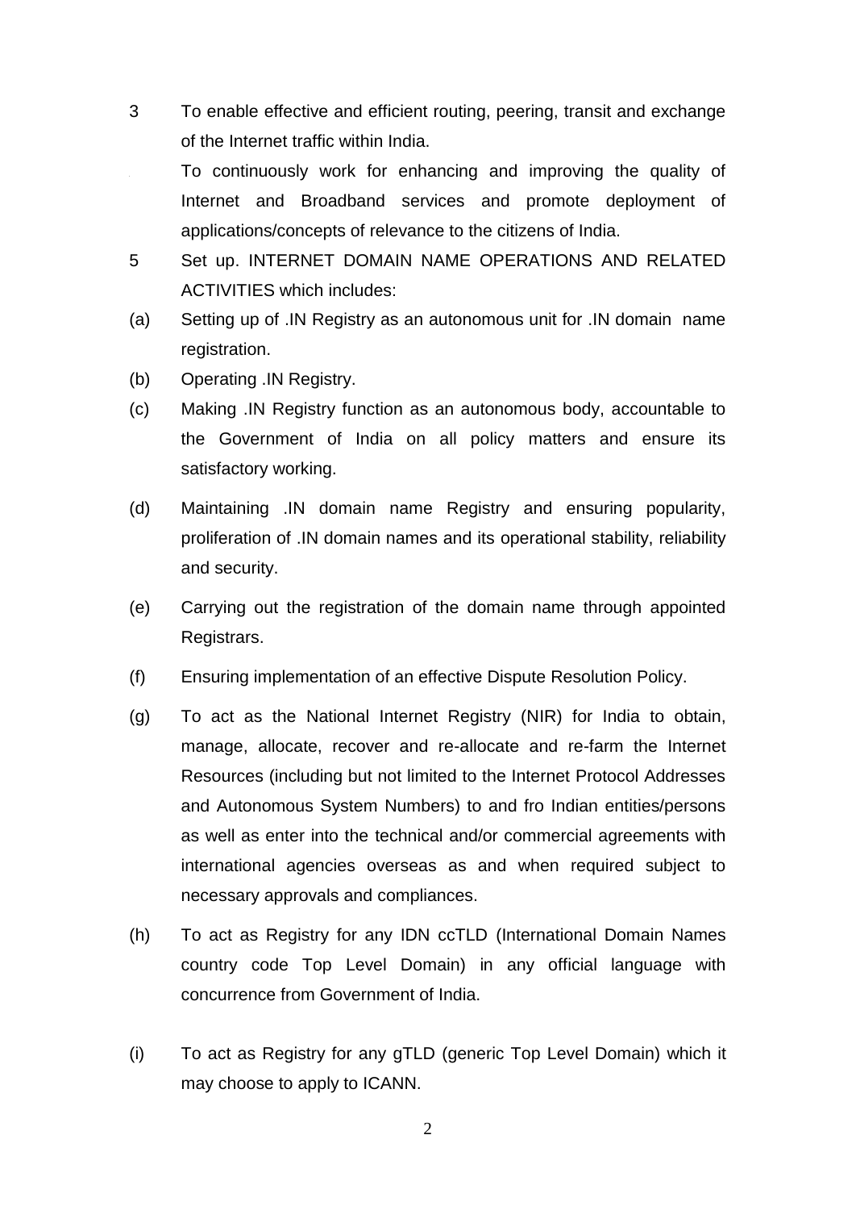3 To enable effective and efficient routing, peering, transit and exchange of the Internet traffic within India.

To continuously work for enhancing and improving the quality of Internet and Broadband services and promote deployment of applications/concepts of relevance to the citizens of India.

5 Set up. INTERNET DOMAIN NAME OPERATIONS AND RELATED ACTIVITIES which includes:

(a) Setting up of .IN Registry as an autonomous unit for .IN domain name registration.

(b) Operating .IN Registry.

(c) Making .IN Registry function as an autonomous body, accountable to the Government of India on all policy matters and ensure its satisfactory working.

(d) Maintaining .IN domain name Registry and ensuring popularity, proliferation of .IN domain names and its operational stability, reliability and security.

(e) Carrying out the registration of the domain name through appointed Registrars.

(f) Ensuring implementation of an effective Dispute Resolution Policy.

(g) To act as the National Internet Registry (NIR) for India to obtain, manage, allocate, recover and re-allocate and re-farm the Internet Resources (including but not limited to the Internet Protocol Addresses and Autonomous System Numbers) to and fro Indian entities/persons as well as enter into the technical and/or commercial agreements with international agencies overseas as and when required subject to necessary approvals and compliances.

(h) To act as Registry for any IDN ccTLD (International Domain Names country code Top Level Domain) in any official language with concurrence from Government of India.

(i) To act as Registry for any gTLD (generic Top Level Domain) which it may choose to apply to ICANN.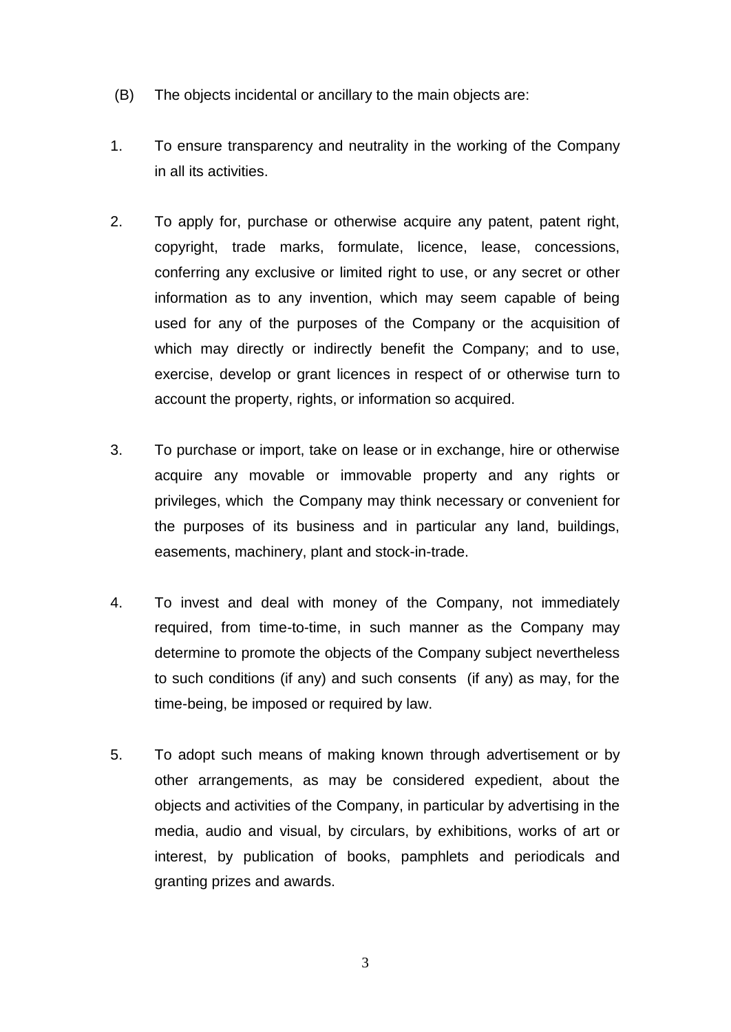(B) The objects incidental or ancillary to the main objects are:

1. To ensure transparency and neutrality in the working of the Company in all its activities.

2. To apply for, purchase or otherwise acquire any patent, patent right, copyright, trade marks, formulate, licence, lease, concessions, conferring any exclusive or limited right to use, or any secret or other information as to any invention, which may seem capable of being used for any of the purposes of the Company or the acquisition of which may directly or indirectly benefit the Company; and to use, exercise, develop or grant licences in respect of or otherwise turn to account the property, rights, or information so acquired.

3. To purchase or import, take on lease or in exchange, hire or otherwise acquire any movable or immovable property and any rights or privileges, which the Company may think necessary or convenient for the purposes of its business and in particular any land, buildings, easements, machinery, plant and stock-in-trade.

4. To invest and deal with money of the Company, not immediately required, from time-to-time, in such manner as the Company may determine to promote the objects of the Company subject nevertheless to such conditions (if any) and such consents (if any) as may, for the time-being, be imposed or required by law.

5. To adopt such means of making known through advertisement or by other arrangements, as may be considered expedient, about the objects and activities of the Company, in particular by advertising in the media, audio and visual, by circulars, by exhibitions, works of art or interest, by publication of books, pamphlets and periodicals and granting prizes and awards.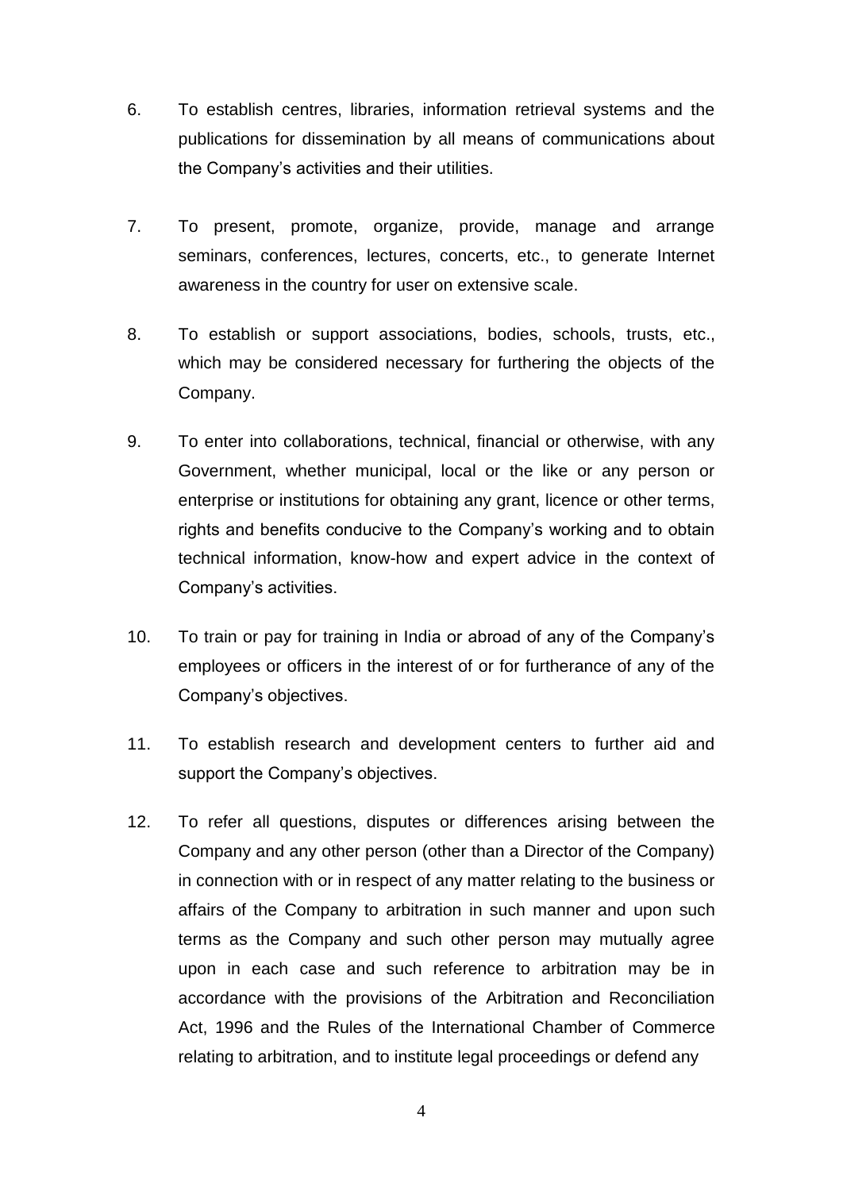6. To establish centres, libraries, information retrieval systems and the publications for dissemination by all means of communications about the Company's activities and their utilities.

7. To present, promote, organize, provide, manage and arrange seminars, conferences, lectures, concerts, etc., to generate Internet awareness in the country for user on extensive scale.

8. To establish or support associations, bodies, schools, trusts, etc., which may be considered necessary for furthering the objects of the Company.

9. To enter into collaborations, technical, financial or otherwise, with any Government, whether municipal, local or the like or any person or enterprise or institutions for obtaining any grant, licence or other terms, rights and benefits conducive to the Company's working and to obtain technical information, know-how and expert advice in the context of Company's activities.

10. To train or pay for training in India or abroad of any of the Company's employees or officers in the interest of or for furtherance of any of the Company's objectives.

11. To establish research and development centers to further aid and support the Company's objectives.

12. To refer all questions, disputes or differences arising between the Company and any other person (other than a Director of the Company) in connection with or in respect of any matter relating to the business or affairs of the Company to arbitration in such manner and upon such terms as the Company and such other person may mutually agree upon in each case and such reference to arbitration may be in accordance with the provisions of the Arbitration and Reconciliation Act, 1996 and the Rules of the International Chamber of Commerce relating to arbitration, and to institute legal proceedings or defend any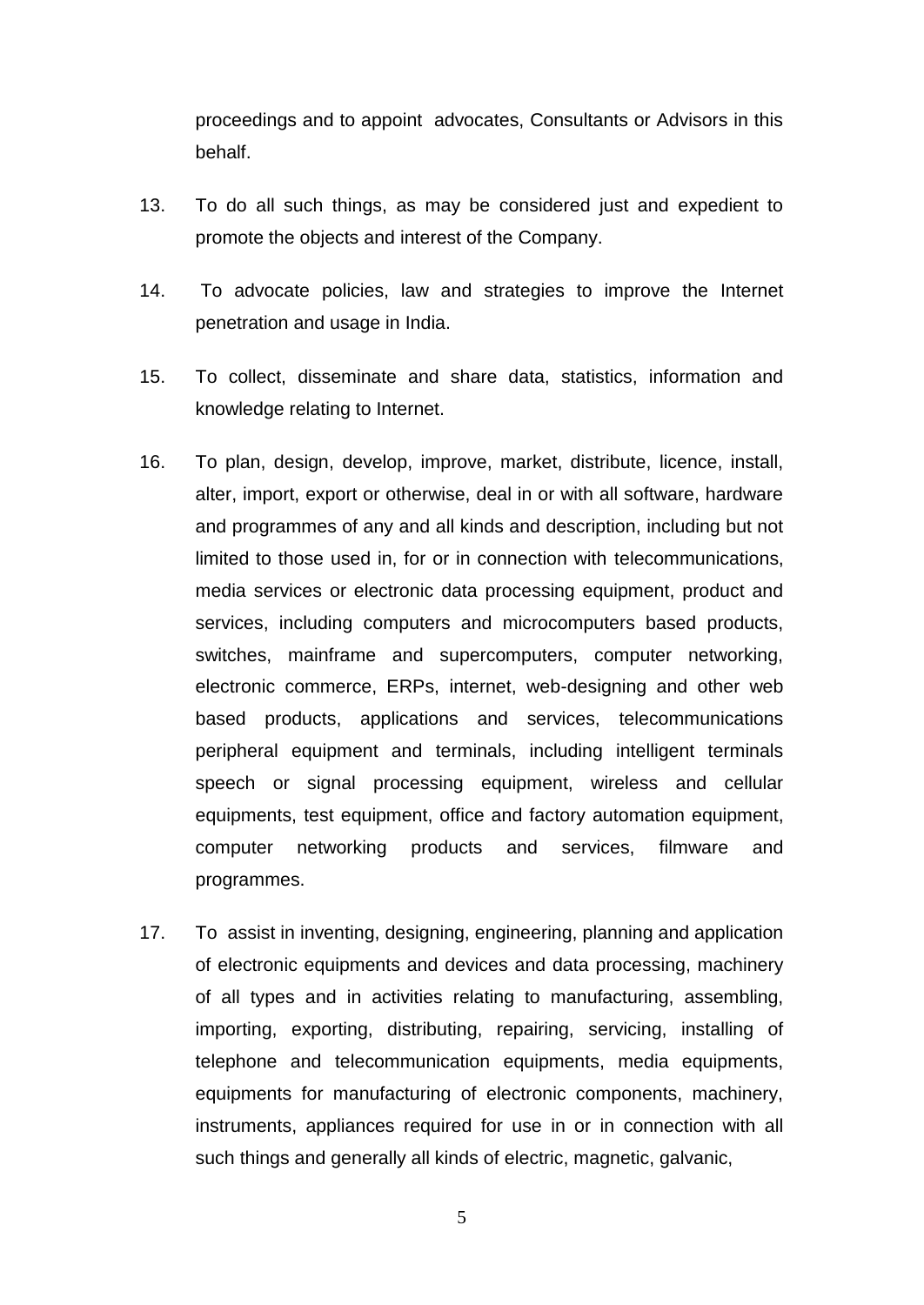proceedings and to appoint advocates, Consultants or Advisors in this behalf.

13. To do all such things, as may be considered just and expedient to promote the objects and interest of the Company.

14. To advocate policies, law and strategies to improve the Internet penetration and usage in India.

15. To collect, disseminate and share data, statistics, information and knowledge relating to Internet.

16. To plan, design, develop, improve, market, distribute, licence, install, alter, import, export or otherwise, deal in or with all software, hardware and programmes of any and all kinds and description, including but not limited to those used in, for or in connection with telecommunications, media services or electronic data processing equipment, product and services, including computers and microcomputers based products, switches, mainframe and supercomputers, computer networking, electronic commerce, ERPs, internet, web-designing and other web based products, applications and services, telecommunications peripheral equipment and terminals, including intelligent terminals speech or signal processing equipment, wireless and cellular equipments, test equipment, office and factory automation equipment, computer networking products and services, filmware and programmes.

17. To assist in inventing, designing, engineering, planning and application of electronic equipments and devices and data processing, machinery of all types and in activities relating to manufacturing, assembling, importing, exporting, distributing, repairing, servicing, installing of telephone and telecommunication equipments, media equipments, equipments for manufacturing of electronic components, machinery, instruments, appliances required for use in or in connection with all such things and generally all kinds of electric, magnetic, galvanic,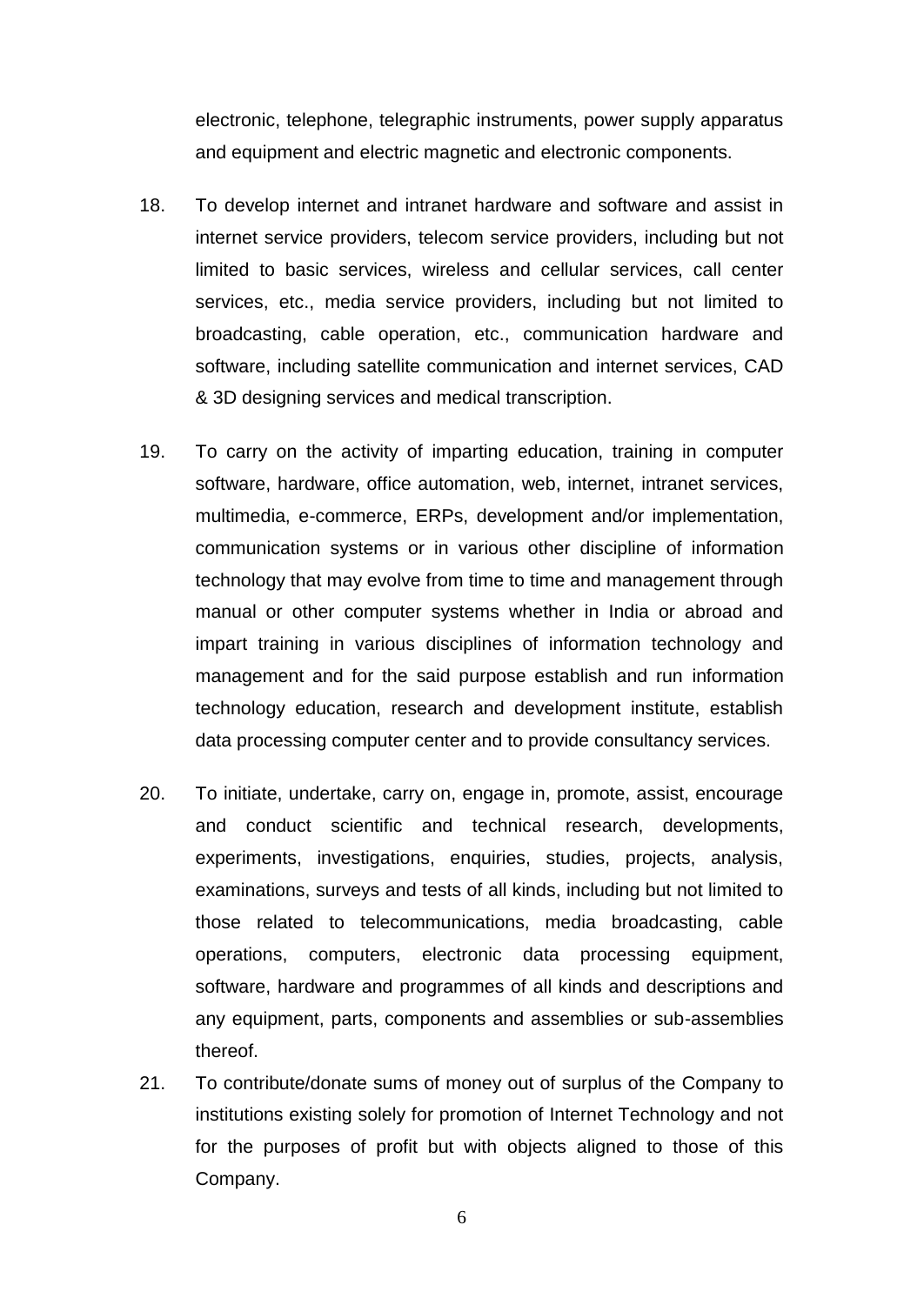electronic, telephone, telegraphic instruments, power supply apparatus and equipment and electric magnetic and electronic components.

18. To develop internet and intranet hardware and software and assist in internet service providers, telecom service providers, including but not limited to basic services, wireless and cellular services, call center services, etc., media service providers, including but not limited to broadcasting, cable operation, etc., communication hardware and software, including satellite communication and internet services, CAD & 3D designing services and medical transcription.

19. To carry on the activity of imparting education, training in computer software, hardware, office automation, web, internet, intranet services, multimedia, e-commerce, ERPs, development and/or implementation, communication systems or in various other discipline of information technology that may evolve from time to time and management through manual or other computer systems whether in India or abroad and impart training in various disciplines of information technology and management and for the said purpose establish and run information technology education, research and development institute, establish data processing computer center and to provide consultancy services.

20. To initiate, undertake, carry on, engage in, promote, assist, encourage and conduct scientific and technical research, developments, experiments, investigations, enquiries, studies, projects, analysis, examinations, surveys and tests of all kinds, including but not limited to those related to telecommunications, media broadcasting, cable operations, computers, electronic data processing equipment, software, hardware and programmes of all kinds and descriptions and any equipment, parts, components and assemblies or sub-assemblies thereof.

21. To contribute/donate sums of money out of surplus of the Company to institutions existing solely for promotion of Internet Technology and not for the purposes of profit but with objects aligned to those of this Company.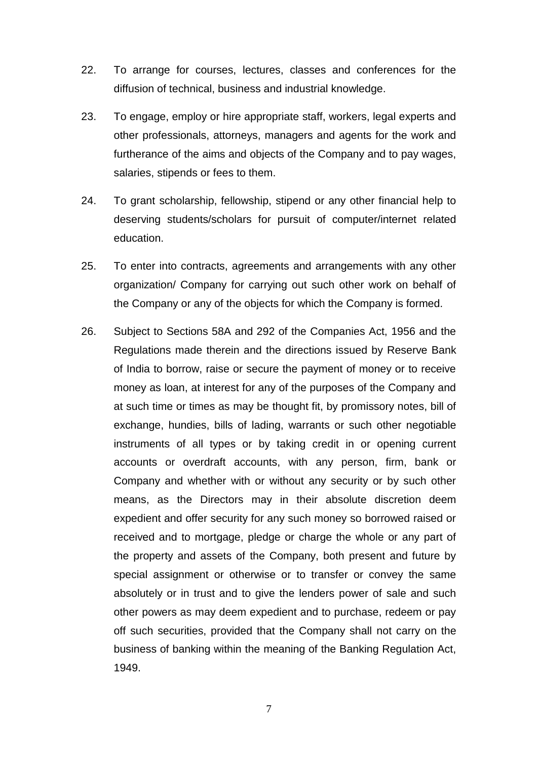22. To arrange for courses, lectures, classes and conferences for the diffusion of technical, business and industrial knowledge.

23. To engage, employ or hire appropriate staff, workers, legal experts and other professionals, attorneys, managers and agents for the work and furtherance of the aims and objects of the Company and to pay wages, salaries, stipends or fees to them.

24. To grant scholarship, fellowship, stipend or any other financial help to deserving students/scholars for pursuit of computer/internet related education.

25. To enter into contracts, agreements and arrangements with any other organization/ Company for carrying out such other work on behalf of the Company or any of the objects for which the Company is formed.

26. Subject to Sections 58A and 292 of the Companies Act, 1956 and the Regulations made therein and the directions issued by Reserve Bank of India to borrow, raise or secure the payment of money or to receive money as loan, at interest for any of the purposes of the Company and at such time or times as may be thought fit, by promissory notes, bill of exchange, hundies, bills of lading, warrants or such other negotiable instruments of all types or by taking credit in or opening current accounts or overdraft accounts, with any person, firm, bank or Company and whether with or without any security or by such other means, as the Directors may in their absolute discretion deem expedient and offer security for any such money so borrowed raised or received and to mortgage, pledge or charge the whole or any part of the property and assets of the Company, both present and future by special assignment or otherwise or to transfer or convey the same absolutely or in trust and to give the lenders power of sale and such other powers as may deem expedient and to purchase, redeem or pay off such securities, provided that the Company shall not carry on the business of banking within the meaning of the Banking Regulation Act, 1949.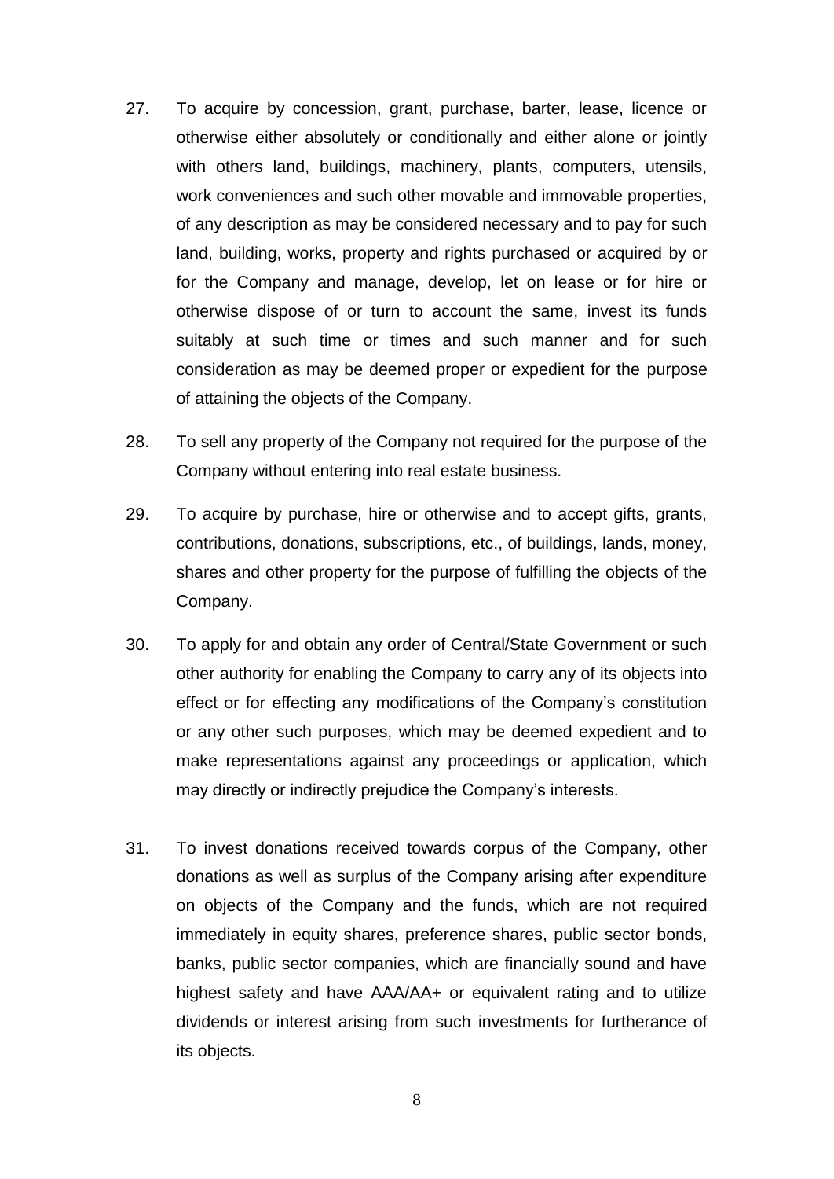27. To acquire by concession, grant, purchase, barter, lease, licence or otherwise either absolutely or conditionally and either alone or jointly with others land, buildings, machinery, plants, computers, utensils, work conveniences and such other movable and immovable properties, of any description as may be considered necessary and to pay for such land, building, works, property and rights purchased or acquired by or for the Company and manage, develop, let on lease or for hire or otherwise dispose of or turn to account the same, invest its funds suitably at such time or times and such manner and for such consideration as may be deemed proper or expedient for the purpose of attaining the objects of the Company.

28. To sell any property of the Company not required for the purpose of the Company without entering into real estate business.

29. To acquire by purchase, hire or otherwise and to accept gifts, grants, contributions, donations, subscriptions, etc., of buildings, lands, money, shares and other property for the purpose of fulfilling the objects of the Company.

30. To apply for and obtain any order of Central/State Government or such other authority for enabling the Company to carry any of its objects into effect or for effecting any modifications of the Company's constitution or any other such purposes, which may be deemed expedient and to make representations against any proceedings or application, which may directly or indirectly prejudice the Company's interests.

31. To invest donations received towards corpus of the Company, other donations as well as surplus of the Company arising after expenditure on objects of the Company and the funds, which are not required immediately in equity shares, preference shares, public sector bonds, banks, public sector companies, which are financially sound and have highest safety and have AAA/AA+ or equivalent rating and to utilize dividends or interest arising from such investments for furtherance of its objects.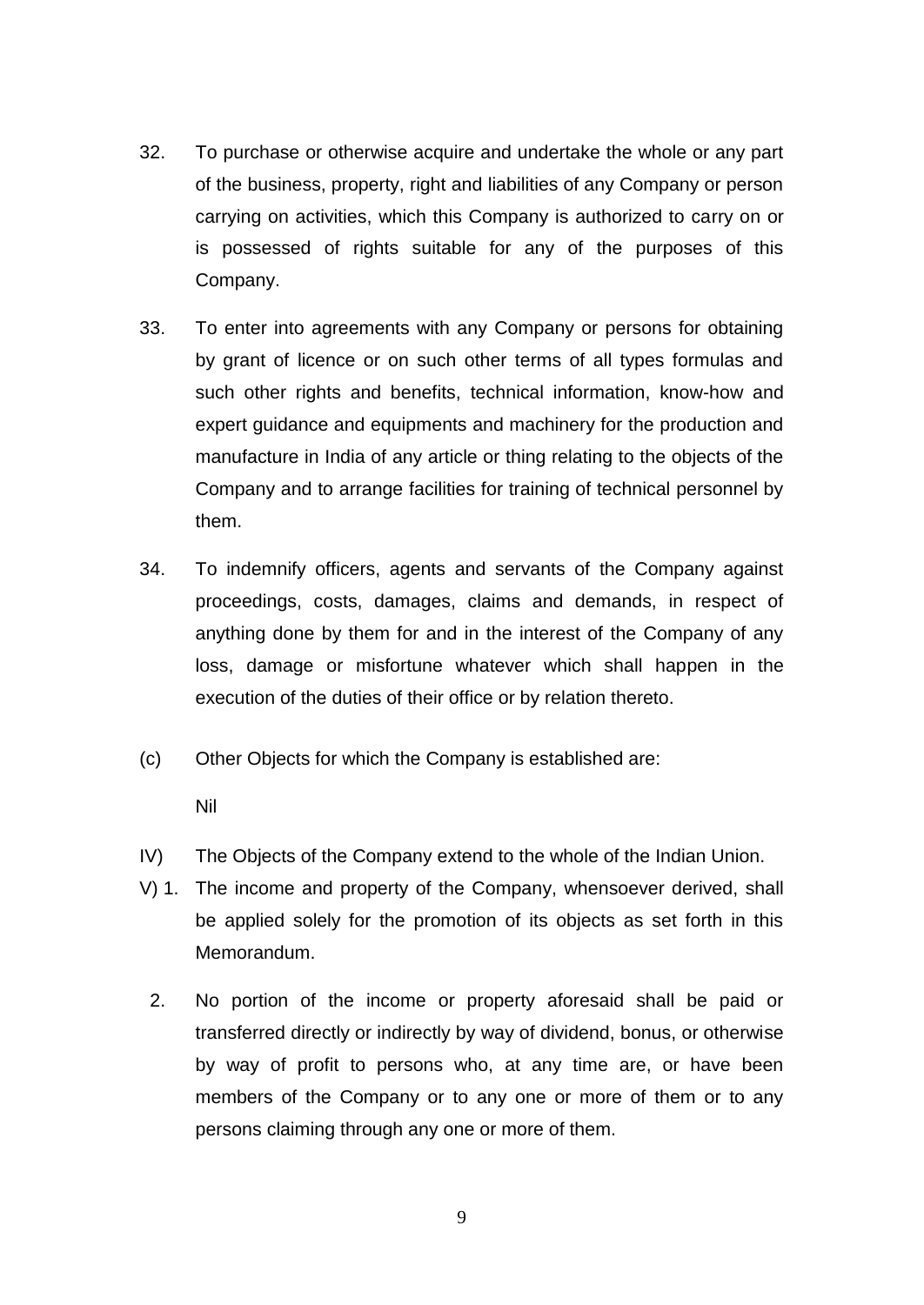32. To purchase or otherwise acquire and undertake the whole or any part of the business, property, right and liabilities of any Company or person carrying on activities, which this Company is authorized to carry on or is possessed of rights suitable for any of the purposes of this Company.

33. To enter into agreements with any Company or persons for obtaining by grant of licence or on such other terms of all types formulas and such other rights and benefits, technical information, know-how and expert guidance and equipments and machinery for the production and manufacture in India of any article or thing relating to the objects of the Company and to arrange facilities for training of technical personnel by them.

34. To indemnify officers, agents and servants of the Company against proceedings, costs, damages, claims and demands, in respect of anything done by them for and in the interest of the Company of any loss, damage or misfortune whatever which shall happen in the execution of the duties of their office or by relation thereto.

(c) Other Objects for which the Company is established are:

Nil

IV) The Objects of the Company extend to the whole of the Indian Union.

V) 1. The income and property of the Company, whensoever derived, shall be applied solely for the promotion of its objects as set forth in this Memorandum.

2. No portion of the income or property aforesaid shall be paid or transferred directly or indirectly by way of dividend, bonus, or otherwise by way of profit to persons who, at any time are, or have been members of the Company or to any one or more of them or to any persons claiming through any one or more of them.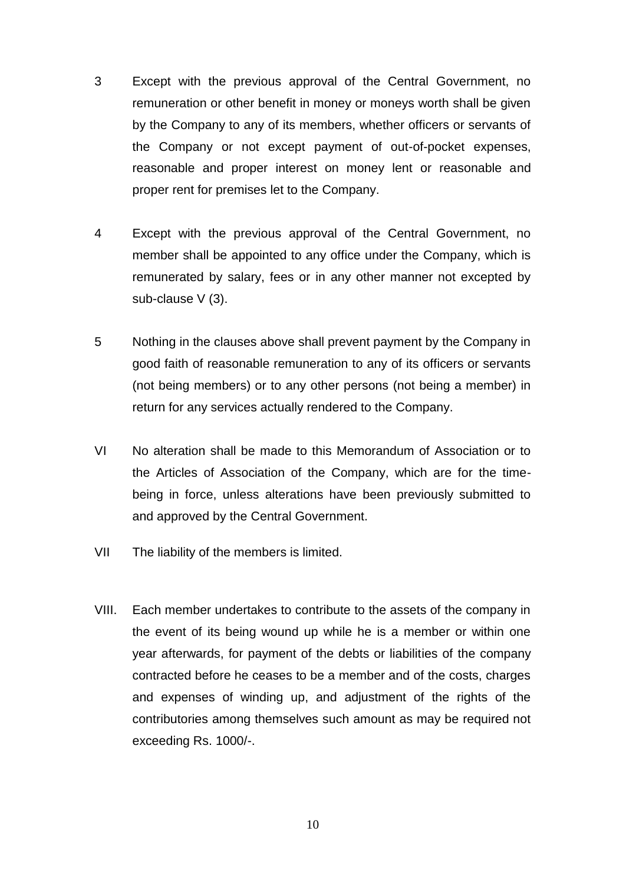3 Except with the previous approval of the Central Government, no remuneration or other benefit in money or moneys worth shall be given by the Company to any of its members, whether officers or servants of the Company or not except payment of out-of-pocket expenses, reasonable and proper interest on money lent or reasonable and proper rent for premises let to the Company.

4 Except with the previous approval of the Central Government, no member shall be appointed to any office under the Company, which is remunerated by salary, fees or in any other manner not excepted by sub-clause V (3).

5 Nothing in the clauses above shall prevent payment by the Company in good faith of reasonable remuneration to any of its officers or servants (not being members) or to any other persons (not being a member) in return for any services actually rendered to the Company.

VI No alteration shall be made to this Memorandum of Association or to the Articles of Association of the Company, which are for the time-being in force, unless alterations have been previously submitted to and approved by the Central Government.

VII The liability of the members is limited.

VIII. Each member undertakes to contribute to the assets of the company in the event of its being wound up while he is a member or within one year afterwards, for payment of the debts or liabilities of the company contracted before he ceases to be a member and of the costs, charges and expenses of winding up, and adjustment of the rights of the contributories among themselves such amount as may be required not exceeding Rs. 1000/-.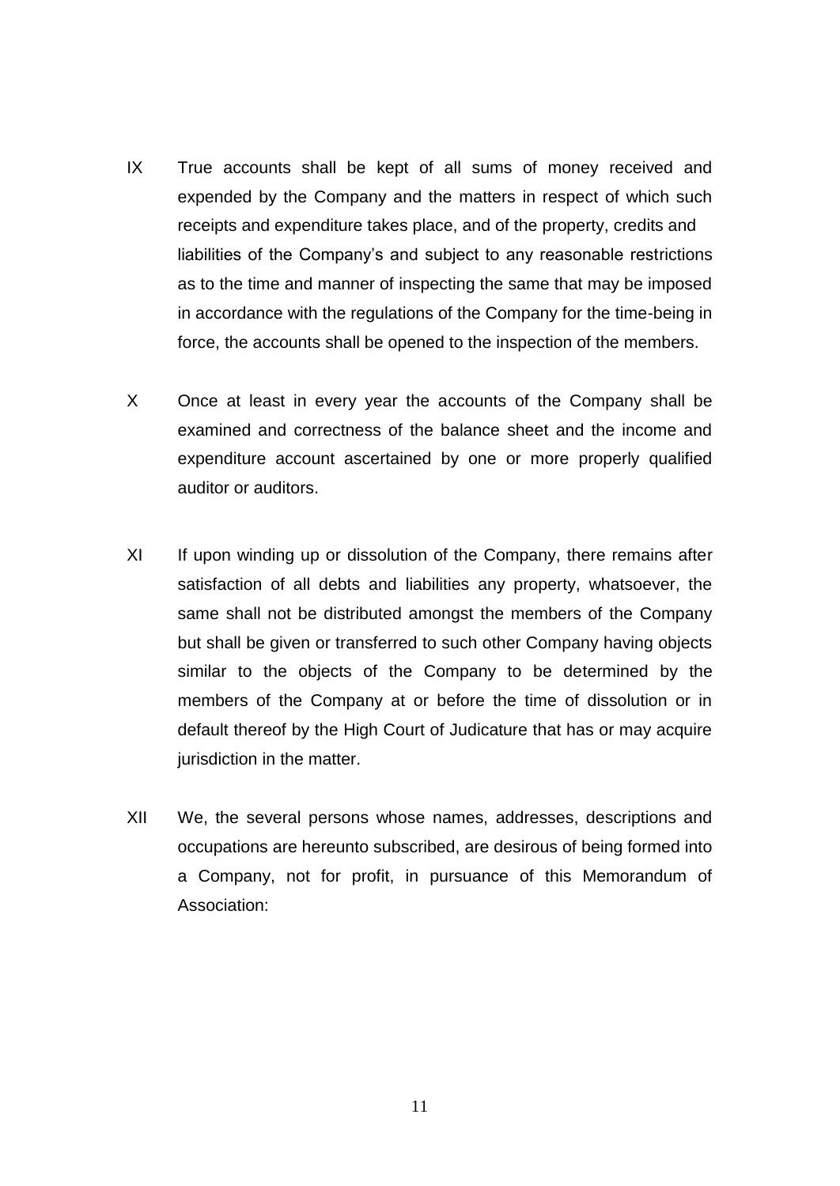IX True accounts shall be kept of all sums of money received and expended by the Company and the matters in respect of which such receipts and expenditure takes place, and of the property, credits and liabilities of the Company's and subject to any reasonable restrictions as to the time and manner of inspecting the same that may be imposed in accordance with the regulations of the Company for the time-being in force, the accounts shall be opened to the inspection of the members.

X Once at least in every year the accounts of the Company shall be examined and correctness of the balance sheet and the income and expenditure account ascertained by one or more properly qualified auditor or auditors.

XI If upon winding up or dissolution of the Company, there remains after satisfaction of all debts and liabilities any property, whatsoever, the same shall not be distributed amongst the members of the Company but shall be given or transferred to such other Company having objects similar to the objects of the Company to be determined by the members of the Company at or before the time of dissolution or in default thereof by the High Court of Judicature that has or may acquire jurisdiction in the matter.

XII We, the several persons whose names, addresses, descriptions and occupations are hereunto subscribed, are desirous of being formed into a Company, not for profit, in pursuance of this Memorandum of Association: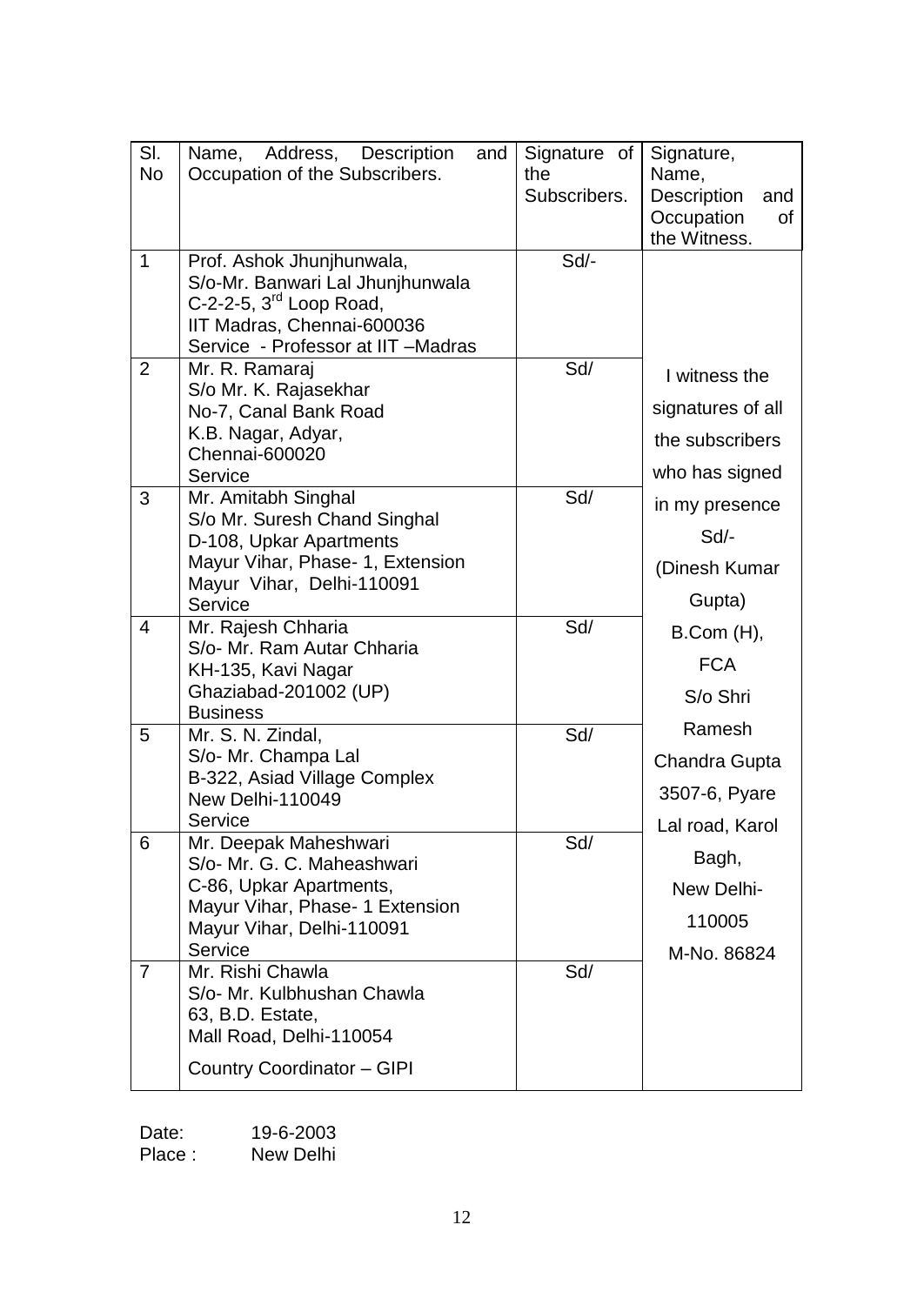| Sl. No | Name, Address, Description and Occupation of the Subscribers. | Signature of the Subscribers. | Signature, Name, Description and Occupation of the Witness. |
|---|---|---|---|
| 1 | Prof. Ashok Jhunjhunwala, S/o-Mr. Banwari Lal Jhunjhunwala C-2-2-5, 3rd Loop Road, IIT Madras, Chennai-600036 Service - Professor at IIT –Madras | Sd/- | I witness the signatures of all the subscribers who has signed in my presence Sd/- (Dinesh Kumar Gupta) B.Com (H), FCA S/o Shri Ramesh Chandra Gupta 3507-6, Pyare Lal road, Karol Bagh, New Delhi-110005 M-No. 86824 |
| 2 | Mr. R. Ramaraj S/o Mr. K. Rajasekhar No-7, Canal Bank Road K.B. Nagar, Adyar, Chennai-600020 Service | Sd/ | |
| 3 | Mr. Amitabh Singhal S/o Mr. Suresh Chand Singhal D-108, Upkar Apartments Mayur Vihar, Phase- 1, Extension Mayur Vihar, Delhi-110091 Service | Sd/ | |
| 4 | Mr. Rajesh Chharia S/o- Mr. Ram Autar Chharia KH-135, Kavi Nagar Ghaziabad-201002 (UP) Business | Sd/ | |
| 5 | Mr. S. N. Zindal, S/o- Mr. Champa Lal B-322, Asiad Village Complex New Delhi-110049 Service | Sd/ | |
| 6 | Mr. Deepak Maheshwari S/o- Mr. G. C. Maheashwari C-86, Upkar Apartments, Mayur Vihar, Phase- 1 Extension Mayur Vihar, Delhi-110091 Service | Sd/ | |
| 7 | Mr. Rishi Chawla S/o- Mr. Kulbhushan Chawla 63, B.D. Estate, Mall Road, Delhi-110054 Country Coordinator – GIPI | Sd/ | |

Date: 19-6-2003
Place : New Delhi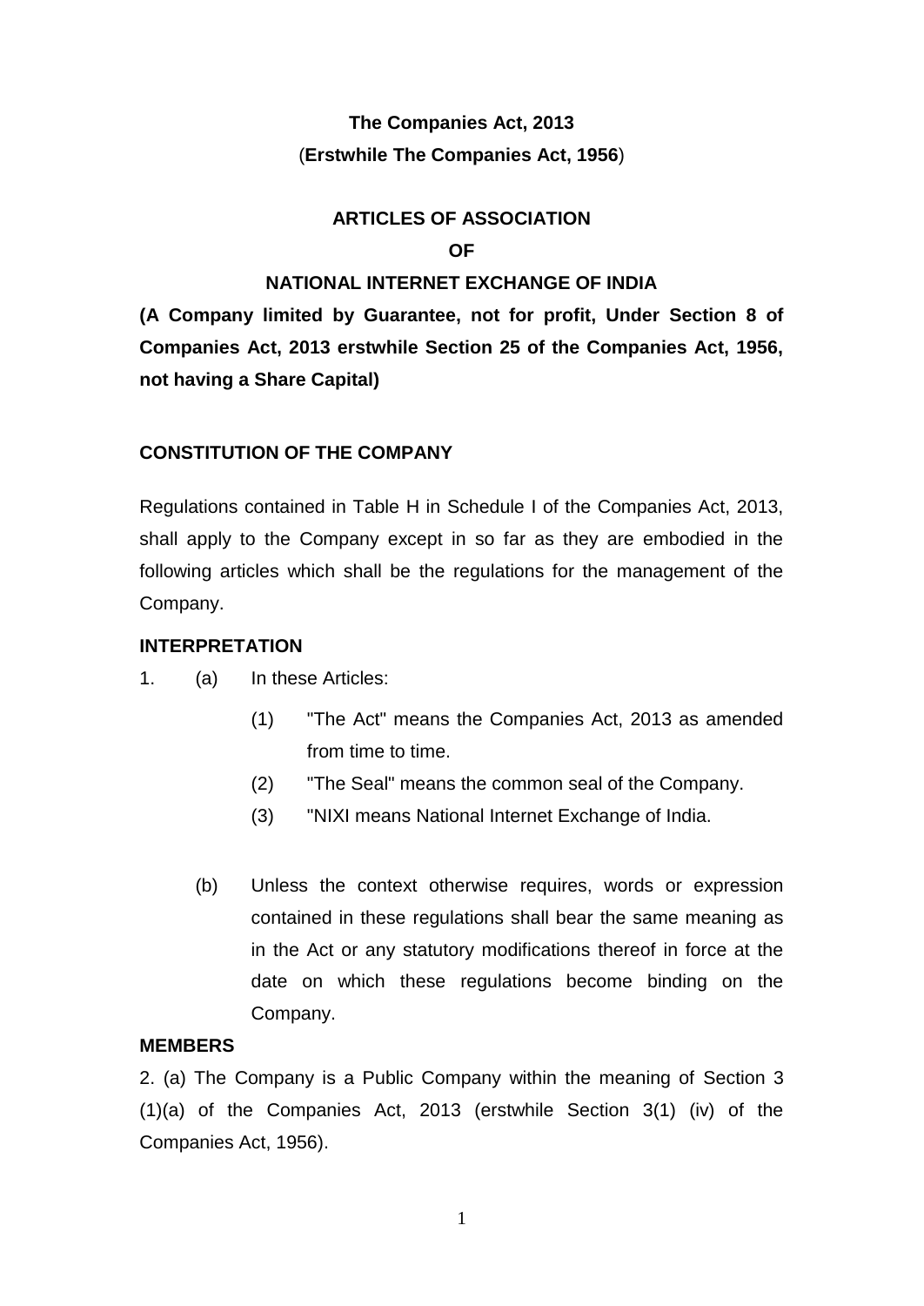**The Companies Act, 2013**

(**Erstwhile The Companies Act, 1956**)

# ARTICLES OF ASSOCIATION

**OF**

# NATIONAL INTERNET EXCHANGE OF INDIA

**(A Company limited by Guarantee, not for profit, Under Section 8 of Companies Act, 2013 erstwhile Section 25 of the Companies Act, 1956, not having a Share Capital)**

## CONSTITUTION OF THE COMPANY

Regulations contained in Table H in Schedule I of the Companies Act, 2013, shall apply to the Company except in so far as they are embodied in the following articles which shall be the regulations for the management of the Company.

## INTERPRETATION

1. (a) In these Articles:

   (1) "The Act" means the Companies Act, 2013 as amended from time to time.

   (2) "The Seal" means the common seal of the Company.

   (3) "NIXI means National Internet Exchange of India.

   (b) Unless the context otherwise requires, words or expression contained in these regulations shall bear the same meaning as in the Act or any statutory modifications thereof in force at the date on which these regulations become binding on the Company.

## MEMBERS

2. (a) The Company is a Public Company within the meaning of Section 3 (1)(a) of the Companies Act, 2013 (erstwhile Section 3(1) (iv) of the Companies Act, 1956).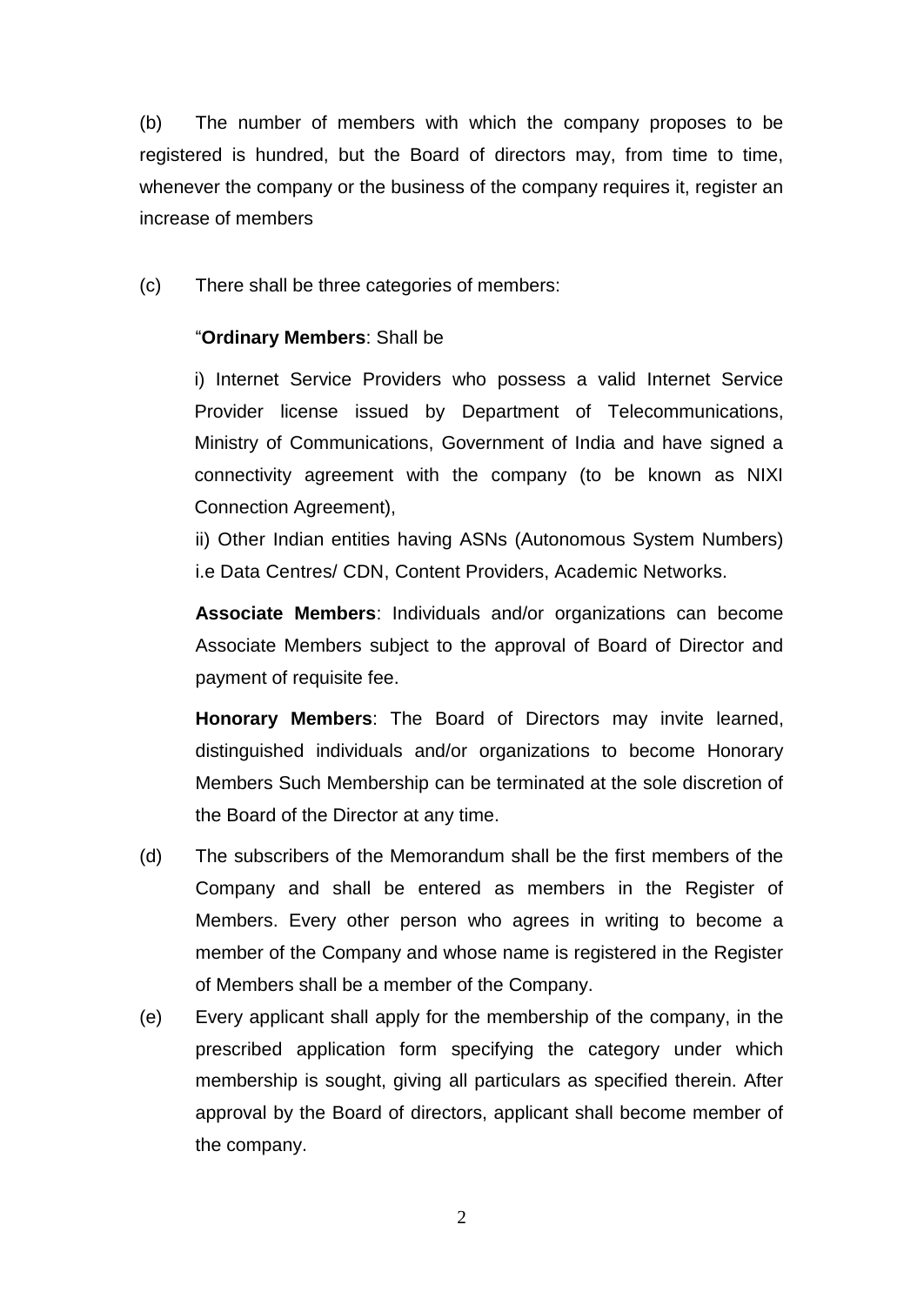(b) The number of members with which the company proposes to be registered is hundred, but the Board of directors may, from time to time, whenever the company or the business of the company requires it, register an increase of members

(c) There shall be three categories of members:

"**Ordinary Members**: Shall be

i) Internet Service Providers who possess a valid Internet Service Provider license issued by Department of Telecommunications, Ministry of Communications, Government of India and have signed a connectivity agreement with the company (to be known as NIXI Connection Agreement),

ii) Other Indian entities having ASNs (Autonomous System Numbers) i.e Data Centres/ CDN, Content Providers, Academic Networks.

**Associate Members**: Individuals and/or organizations can become Associate Members subject to the approval of Board of Director and payment of requisite fee.

**Honorary Members**: The Board of Directors may invite learned, distinguished individuals and/or organizations to become Honorary Members Such Membership can be terminated at the sole discretion of the Board of the Director at any time.

(d) The subscribers of the Memorandum shall be the first members of the Company and shall be entered as members in the Register of Members. Every other person who agrees in writing to become a member of the Company and whose name is registered in the Register of Members shall be a member of the Company.

(e) Every applicant shall apply for the membership of the company, in the prescribed application form specifying the category under which membership is sought, giving all particulars as specified therein. After approval by the Board of directors, applicant shall become member of the company.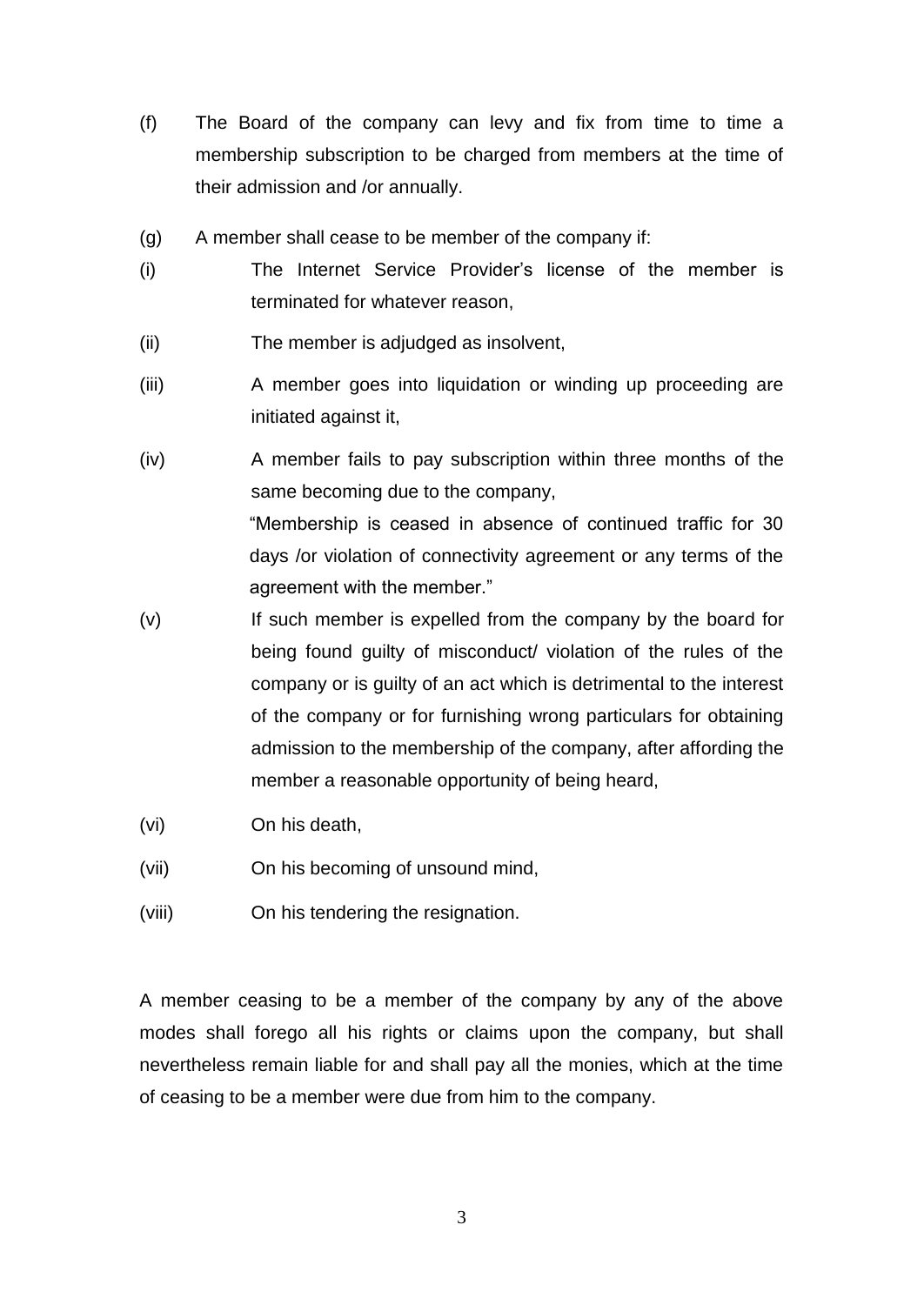(f) The Board of the company can levy and fix from time to time a membership subscription to be charged from members at the time of their admission and /or annually.

(g) A member shall cease to be member of the company if:

(i) The Internet Service Provider's license of the member is terminated for whatever reason,

(ii) The member is adjudged as insolvent,

(iii) A member goes into liquidation or winding up proceeding are initiated against it,

(iv) A member fails to pay subscription within three months of the same becoming due to the company,

"Membership is ceased in absence of continued traffic for 30 days /or violation of connectivity agreement or any terms of the agreement with the member."

(v) If such member is expelled from the company by the board for being found guilty of misconduct/ violation of the rules of the company or is guilty of an act which is detrimental to the interest of the company or for furnishing wrong particulars for obtaining admission to the membership of the company, after affording the member a reasonable opportunity of being heard,

(vi) On his death,

(vii) On his becoming of unsound mind,

(viii) On his tendering the resignation.

A member ceasing to be a member of the company by any of the above modes shall forego all his rights or claims upon the company, but shall nevertheless remain liable for and shall pay all the monies, which at the time of ceasing to be a member were due from him to the company.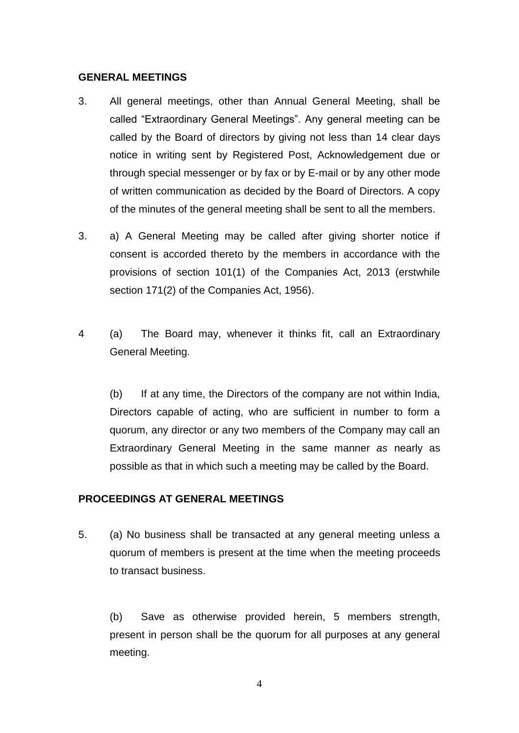## GENERAL MEETINGS

3. All general meetings, other than Annual General Meeting, shall be called "Extraordinary General Meetings". Any general meeting can be called by the Board of directors by giving not less than 14 clear days notice in writing sent by Registered Post, Acknowledgement due or through special messenger or by fax or by E-mail or by any other mode of written communication as decided by the Board of Directors. A copy of the minutes of the general meeting shall be sent to all the members.

3. a) A General Meeting may be called after giving shorter notice if consent is accorded thereto by the members in accordance with the provisions of section 101(1) of the Companies Act, 2013 (erstwhile section 171(2) of the Companies Act, 1956).

4 (a) The Board may, whenever it thinks fit, call an Extraordinary General Meeting.

(b) If at any time, the Directors of the company are not within India, Directors capable of acting, who are sufficient in number to form a quorum, any director or any two members of the Company may call an Extraordinary General Meeting in the same manner *as* nearly as possible as that in which such a meeting may be called by the Board.

## PROCEEDINGS AT GENERAL MEETINGS

5. (a) No business shall be transacted at any general meeting unless a quorum of members is present at the time when the meeting proceeds to transact business.

(b) Save as otherwise provided herein, 5 members strength, present in person shall be the quorum for all purposes at any general meeting.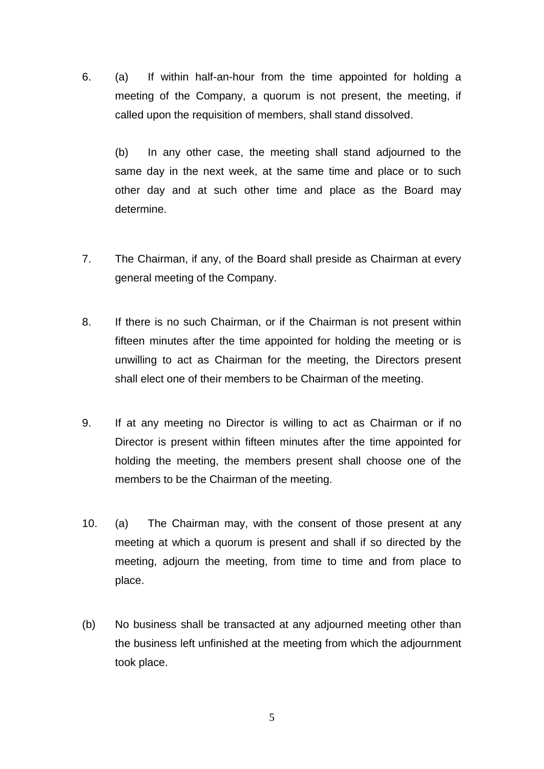6. (a) If within half-an-hour from the time appointed for holding a meeting of the Company, a quorum is not present, the meeting, if called upon the requisition of members, shall stand dissolved.

   (b) In any other case, the meeting shall stand adjourned to the same day in the next week, at the same time and place or to such other day and at such other time and place as the Board may determine.

7. The Chairman, if any, of the Board shall preside as Chairman at every general meeting of the Company.

8. If there is no such Chairman, or if the Chairman is not present within fifteen minutes after the time appointed for holding the meeting or is unwilling to act as Chairman for the meeting, the Directors present shall elect one of their members to be Chairman of the meeting.

9. If at any meeting no Director is willing to act as Chairman or if no Director is present within fifteen minutes after the time appointed for holding the meeting, the members present shall choose one of the members to be the Chairman of the meeting.

10. (a) The Chairman may, with the consent of those present at any meeting at which a quorum is present and shall if so directed by the meeting, adjourn the meeting, from time to time and from place to place.

(b) No business shall be transacted at any adjourned meeting other than the business left unfinished at the meeting from which the adjournment took place.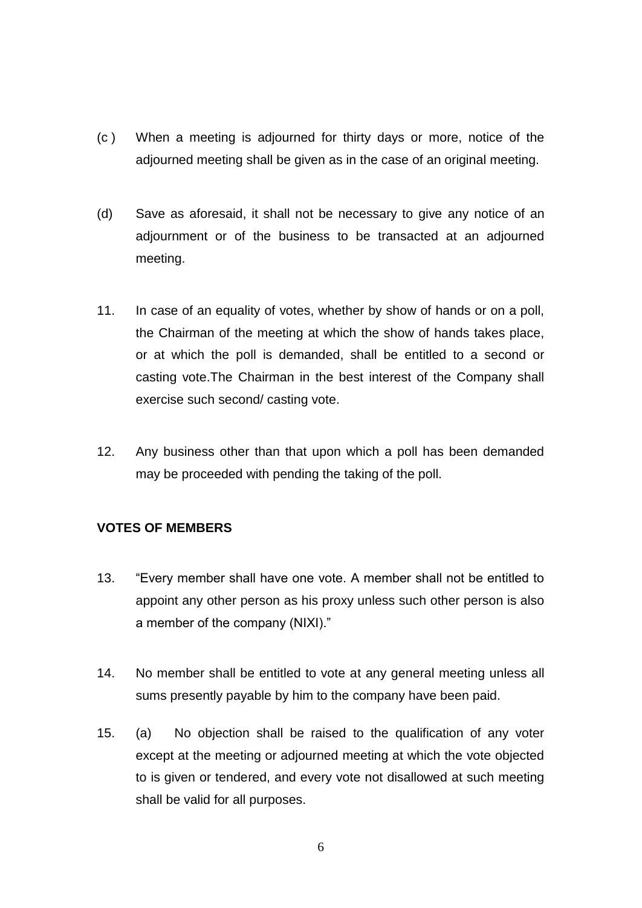(c ) When a meeting is adjourned for thirty days or more, notice of the adjourned meeting shall be given as in the case of an original meeting.

(d) Save as aforesaid, it shall not be necessary to give any notice of an adjournment or of the business to be transacted at an adjourned meeting.

11. In case of an equality of votes, whether by show of hands or on a poll, the Chairman of the meeting at which the show of hands takes place, or at which the poll is demanded, shall be entitled to a second or casting vote.The Chairman in the best interest of the Company shall exercise such second/ casting vote.

12. Any business other than that upon which a poll has been demanded may be proceeded with pending the taking of the poll.

**VOTES OF MEMBERS**

13. "Every member shall have one vote. A member shall not be entitled to appoint any other person as his proxy unless such other person is also a member of the company (NIXI)."

14. No member shall be entitled to vote at any general meeting unless all sums presently payable by him to the company have been paid.

15. (a) No objection shall be raised to the qualification of any voter except at the meeting or adjourned meeting at which the vote objected to is given or tendered, and every vote not disallowed at such meeting shall be valid for all purposes.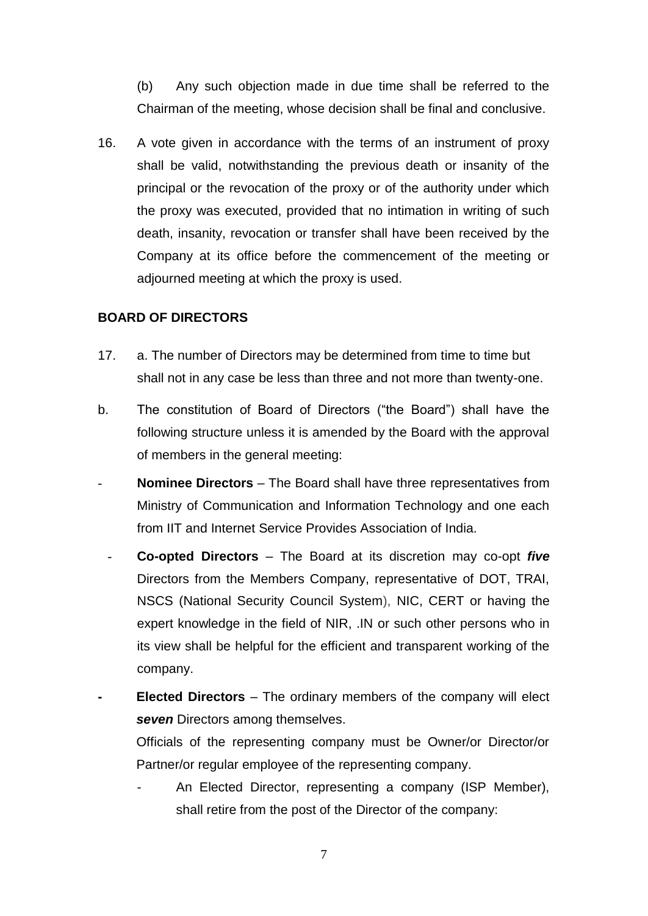(b) Any such objection made in due time shall be referred to the Chairman of the meeting, whose decision shall be final and conclusive.

16. A vote given in accordance with the terms of an instrument of proxy shall be valid, notwithstanding the previous death or insanity of the principal or the revocation of the proxy or of the authority under which the proxy was executed, provided that no intimation in writing of such death, insanity, revocation or transfer shall have been received by the Company at its office before the commencement of the meeting or adjourned meeting at which the proxy is used.

**BOARD OF DIRECTORS**

17. a. The number of Directors may be determined from time to time but shall not in any case be less than three and not more than twenty-one.

b. The constitution of Board of Directors ("the Board") shall have the following structure unless it is amended by the Board with the approval of members in the general meeting:

- **Nominee Directors** – The Board shall have three representatives from Ministry of Communication and Information Technology and one each from IIT and Internet Service Provides Association of India.
- **Co-opted Directors** – The Board at its discretion may co-opt ***five*** Directors from the Members Company, representative of DOT, TRAI, NSCS (National Security Council System), NIC, CERT or having the expert knowledge in the field of NIR, .IN or such other persons who in its view shall be helpful for the efficient and transparent working of the company.
- **Elected Directors** – The ordinary members of the company will elect ***seven*** Directors among themselves.

  Officials of the representing company must be Owner/or Director/or Partner/or regular employee of the representing company.

  - An Elected Director, representing a company (ISP Member), shall retire from the post of the Director of the company: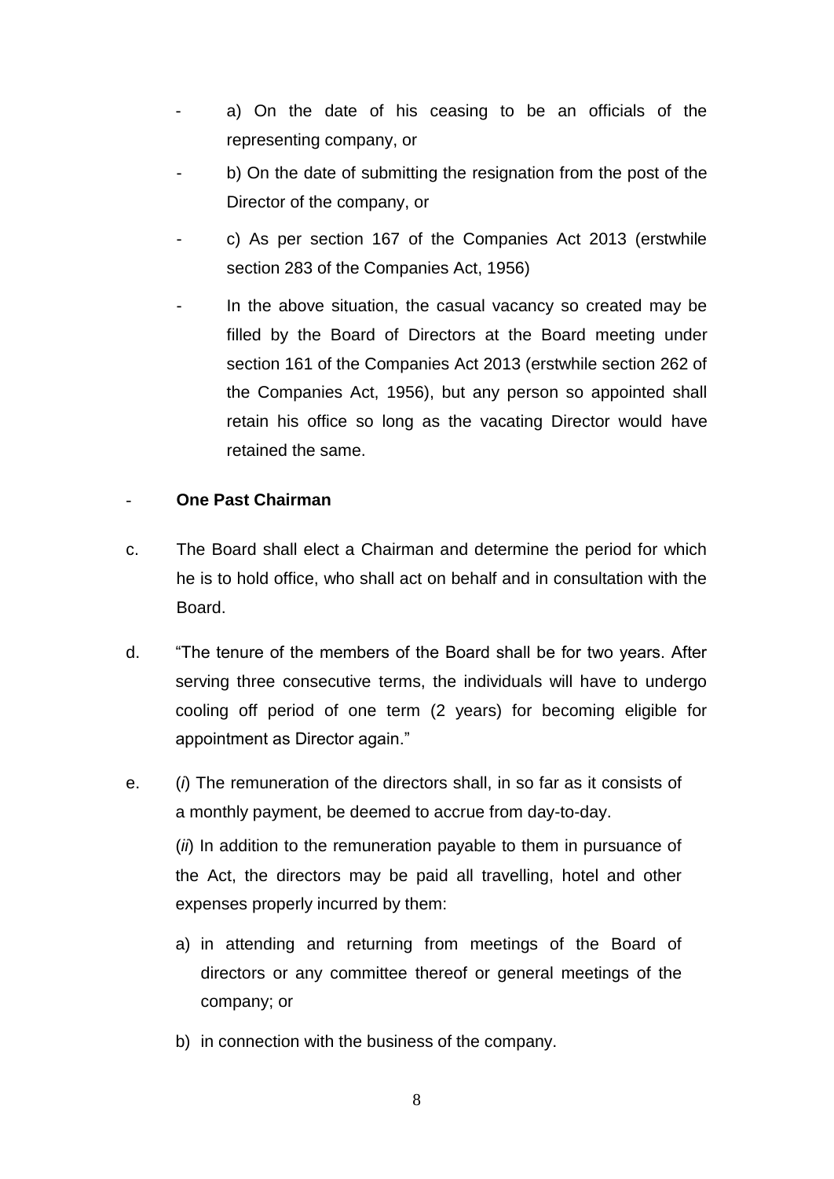- a) On the date of his ceasing to be an officials of the representing company, or
- b) On the date of submitting the resignation from the post of the Director of the company, or
- c) As per section 167 of the Companies Act 2013 (erstwhile section 283 of the Companies Act, 1956)
- In the above situation, the casual vacancy so created may be filled by the Board of Directors at the Board meeting under section 161 of the Companies Act 2013 (erstwhile section 262 of the Companies Act, 1956), but any person so appointed shall retain his office so long as the vacating Director would have retained the same.

- **One Past Chairman**

c. The Board shall elect a Chairman and determine the period for which he is to hold office, who shall act on behalf and in consultation with the Board.

d. "The tenure of the members of the Board shall be for two years. After serving three consecutive terms, the individuals will have to undergo cooling off period of one term (2 years) for becoming eligible for appointment as Director again."

e. (*i*) The remuneration of the directors shall, in so far as it consists of a monthly payment, be deemed to accrue from day-to-day.

(*ii*) In addition to the remuneration payable to them in pursuance of the Act, the directors may be paid all travelling, hotel and other expenses properly incurred by them:

a) in attending and returning from meetings of the Board of directors or any committee thereof or general meetings of the company; or

b) in connection with the business of the company.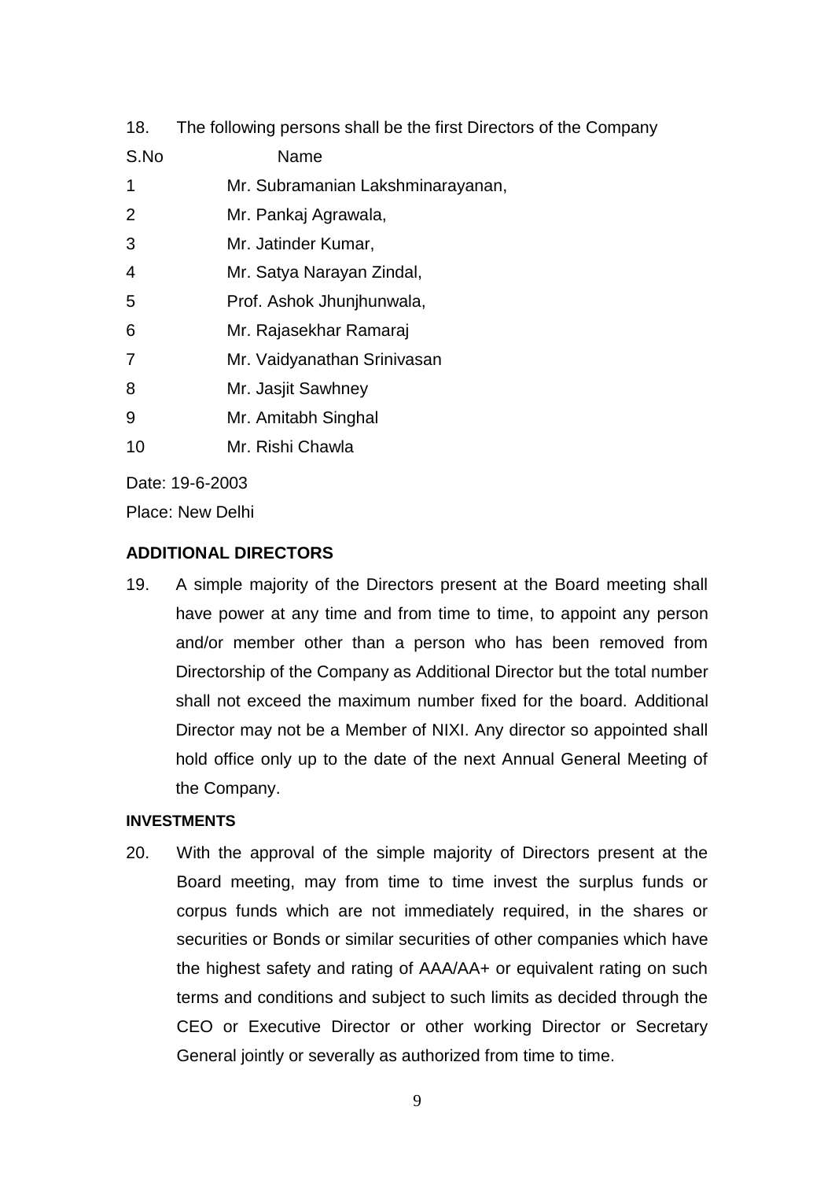18. The following persons shall be the first Directors of the Company

| S.No | Name |
| --- | --- |
| 1 | Mr. Subramanian Lakshminarayanan, |
| 2 | Mr. Pankaj Agrawala, |
| 3 | Mr. Jatinder Kumar, |
| 4 | Mr. Satya Narayan Zindal, |
| 5 | Prof. Ashok Jhunjhunwala, |
| 6 | Mr. Rajasekhar Ramaraj |
| 7 | Mr. Vaidyanathan Srinivasan |
| 8 | Mr. Jasjit Sawhney |
| 9 | Mr. Amitabh Singhal |
| 10 | Mr. Rishi Chawla |

Date: 19-6-2003

Place: New Delhi

## ADDITIONAL DIRECTORS

19. A simple majority of the Directors present at the Board meeting shall have power at any time and from time to time, to appoint any person and/or member other than a person who has been removed from Directorship of the Company as Additional Director but the total number shall not exceed the maximum number fixed for the board. Additional Director may not be a Member of NIXI. Any director so appointed shall hold office only up to the date of the next Annual General Meeting of the Company.

## INVESTMENTS

20. With the approval of the simple majority of Directors present at the Board meeting, may from time to time invest the surplus funds or corpus funds which are not immediately required, in the shares or securities or Bonds or similar securities of other companies which have the highest safety and rating of AAA/AA+ or equivalent rating on such terms and conditions and subject to such limits as decided through the CEO or Executive Director or other working Director or Secretary General jointly or severally as authorized from time to time.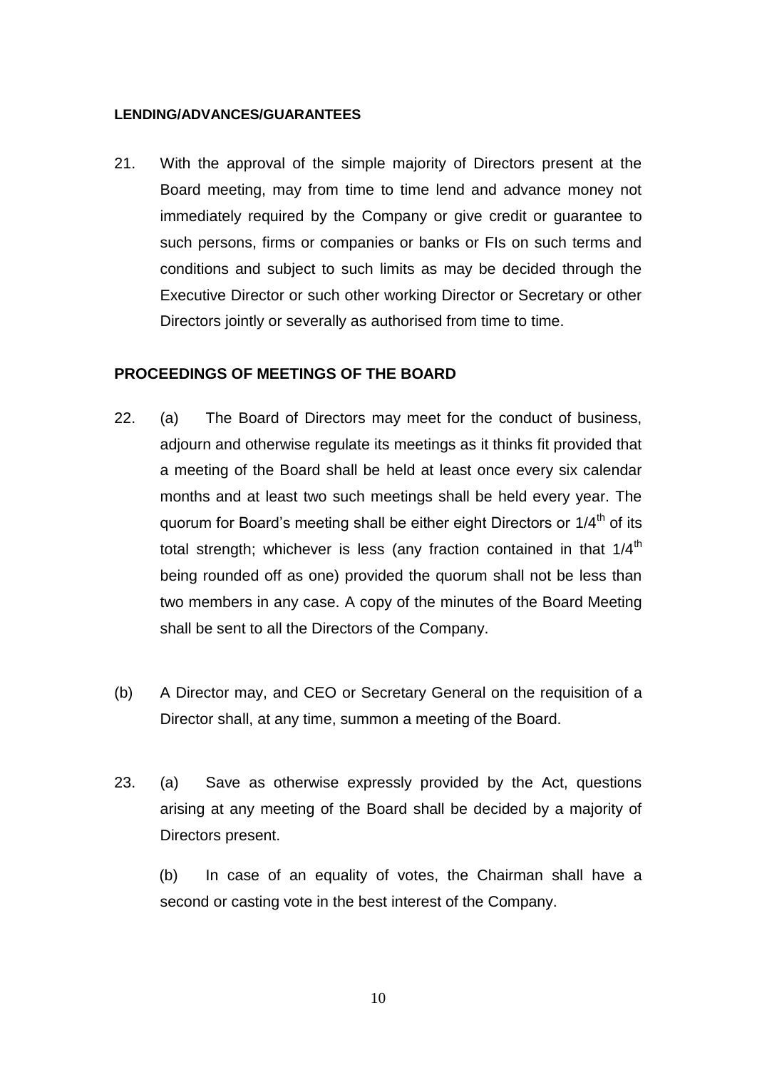**LENDING/ADVANCES/GUARANTEES**

21. With the approval of the simple majority of Directors present at the Board meeting, may from time to time lend and advance money not immediately required by the Company or give credit or guarantee to such persons, firms or companies or banks or FIs on such terms and conditions and subject to such limits as may be decided through the Executive Director or such other working Director or Secretary or other Directors jointly or severally as authorised from time to time.

**PROCEEDINGS OF MEETINGS OF THE BOARD**

22. (a) The Board of Directors may meet for the conduct of business, adjourn and otherwise regulate its meetings as it thinks fit provided that a meeting of the Board shall be held at least once every six calendar months and at least two such meetings shall be held every year. The quorum for Board's meeting shall be either eight Directors or $1/4^{th}$ of its total strength; whichever is less (any fraction contained in that $1/4^{th}$ being rounded off as one) provided the quorum shall not be less than two members in any case. A copy of the minutes of the Board Meeting shall be sent to all the Directors of the Company.

(b) A Director may, and CEO or Secretary General on the requisition of a Director shall, at any time, summon a meeting of the Board.

23. (a) Save as otherwise expressly provided by the Act, questions arising at any meeting of the Board shall be decided by a majority of Directors present.

(b) In case of an equality of votes, the Chairman shall have a second or casting vote in the best interest of the Company.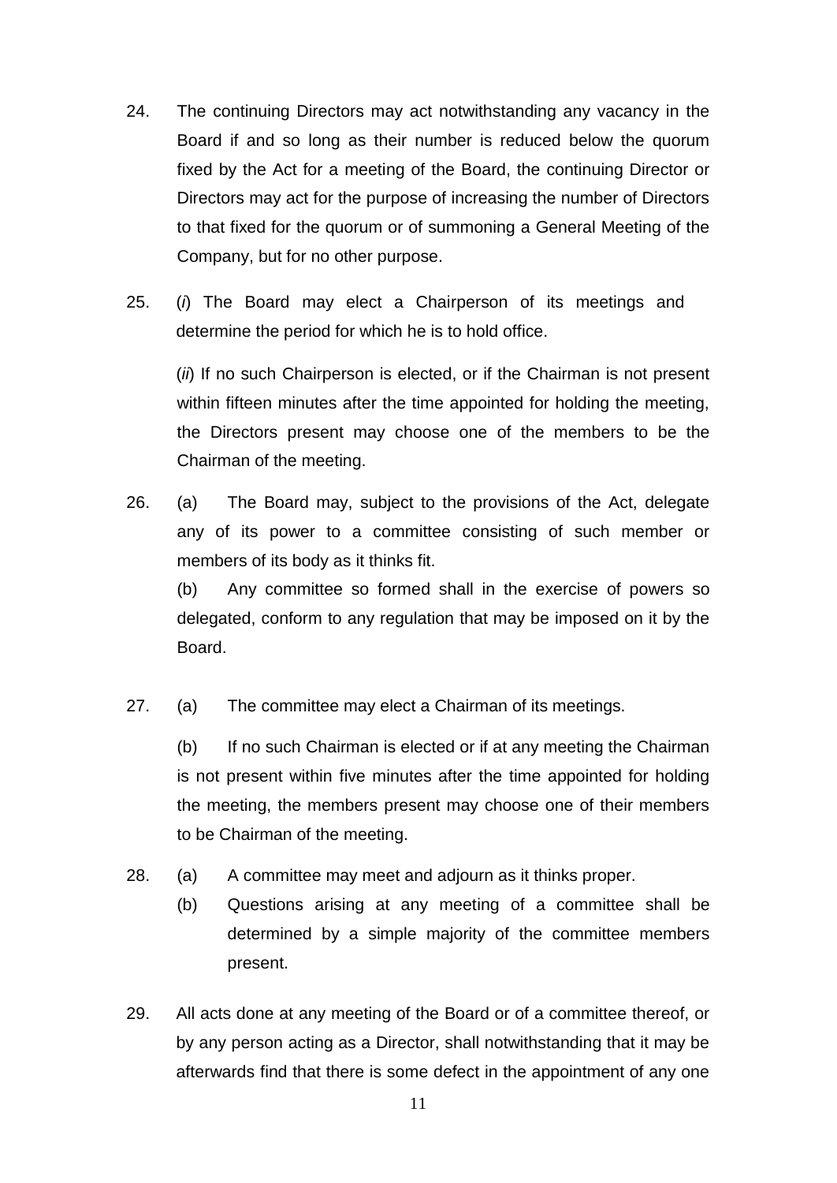24. The continuing Directors may act notwithstanding any vacancy in the Board if and so long as their number is reduced below the quorum fixed by the Act for a meeting of the Board, the continuing Director or Directors may act for the purpose of increasing the number of Directors to that fixed for the quorum or of summoning a General Meeting of the Company, but for no other purpose.

25. (*i*) The Board may elect a Chairperson of its meetings and determine the period for which he is to hold office.

    (*ii*) If no such Chairperson is elected, or if the Chairman is not present within fifteen minutes after the time appointed for holding the meeting, the Directors present may choose one of the members to be the Chairman of the meeting.

26. (a) The Board may, subject to the provisions of the Act, delegate any of its power to a committee consisting of such member or members of its body as it thinks fit.

    (b) Any committee so formed shall in the exercise of powers so delegated, conform to any regulation that may be imposed on it by the Board.

27. (a) The committee may elect a Chairman of its meetings.

    (b) If no such Chairman is elected or if at any meeting the Chairman is not present within five minutes after the time appointed for holding the meeting, the members present may choose one of their members to be Chairman of the meeting.

28. (a) A committee may meet and adjourn as it thinks proper.

    (b) Questions arising at any meeting of a committee shall be determined by a simple majority of the committee members present.

29. All acts done at any meeting of the Board or of a committee thereof, or by any person acting as a Director, shall notwithstanding that it may be afterwards find that there is some defect in the appointment of any one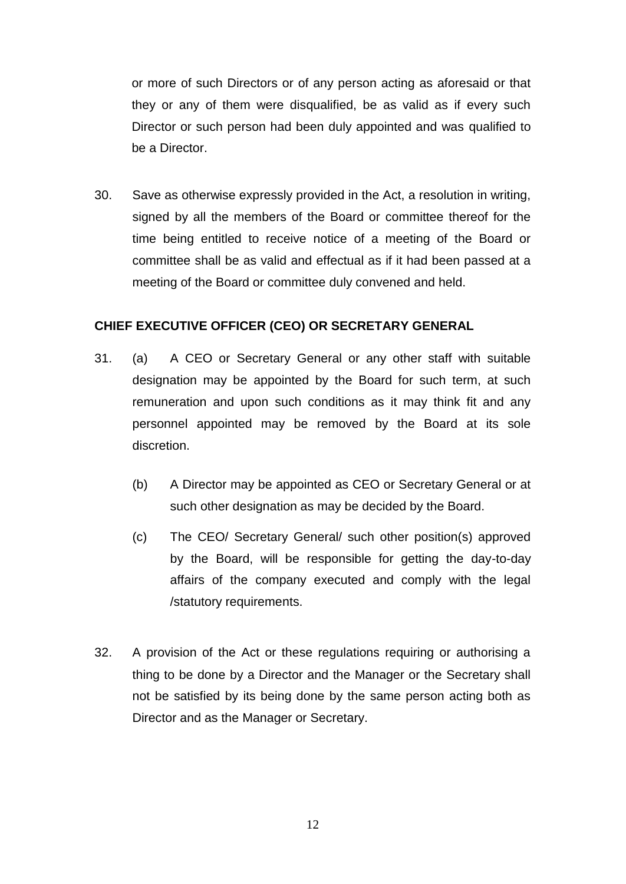or more of such Directors or of any person acting as aforesaid or that they or any of them were disqualified, be as valid as if every such Director or such person had been duly appointed and was qualified to be a Director.

30. Save as otherwise expressly provided in the Act, a resolution in writing, signed by all the members of the Board or committee thereof for the time being entitled to receive notice of a meeting of the Board or committee shall be as valid and effectual as if it had been passed at a meeting of the Board or committee duly convened and held.

**CHIEF EXECUTIVE OFFICER (CEO) OR SECRETARY GENERAL**

31. (a) A CEO or Secretary General or any other staff with suitable designation may be appointed by the Board for such term, at such remuneration and upon such conditions as it may think fit and any personnel appointed may be removed by the Board at its sole discretion.

    (b) A Director may be appointed as CEO or Secretary General or at such other designation as may be decided by the Board.

    (c) The CEO/ Secretary General/ such other position(s) approved by the Board, will be responsible for getting the day-to-day affairs of the company executed and comply with the legal /statutory requirements.

32. A provision of the Act or these regulations requiring or authorising a thing to be done by a Director and the Manager or the Secretary shall not be satisfied by its being done by the same person acting both as Director and as the Manager or Secretary.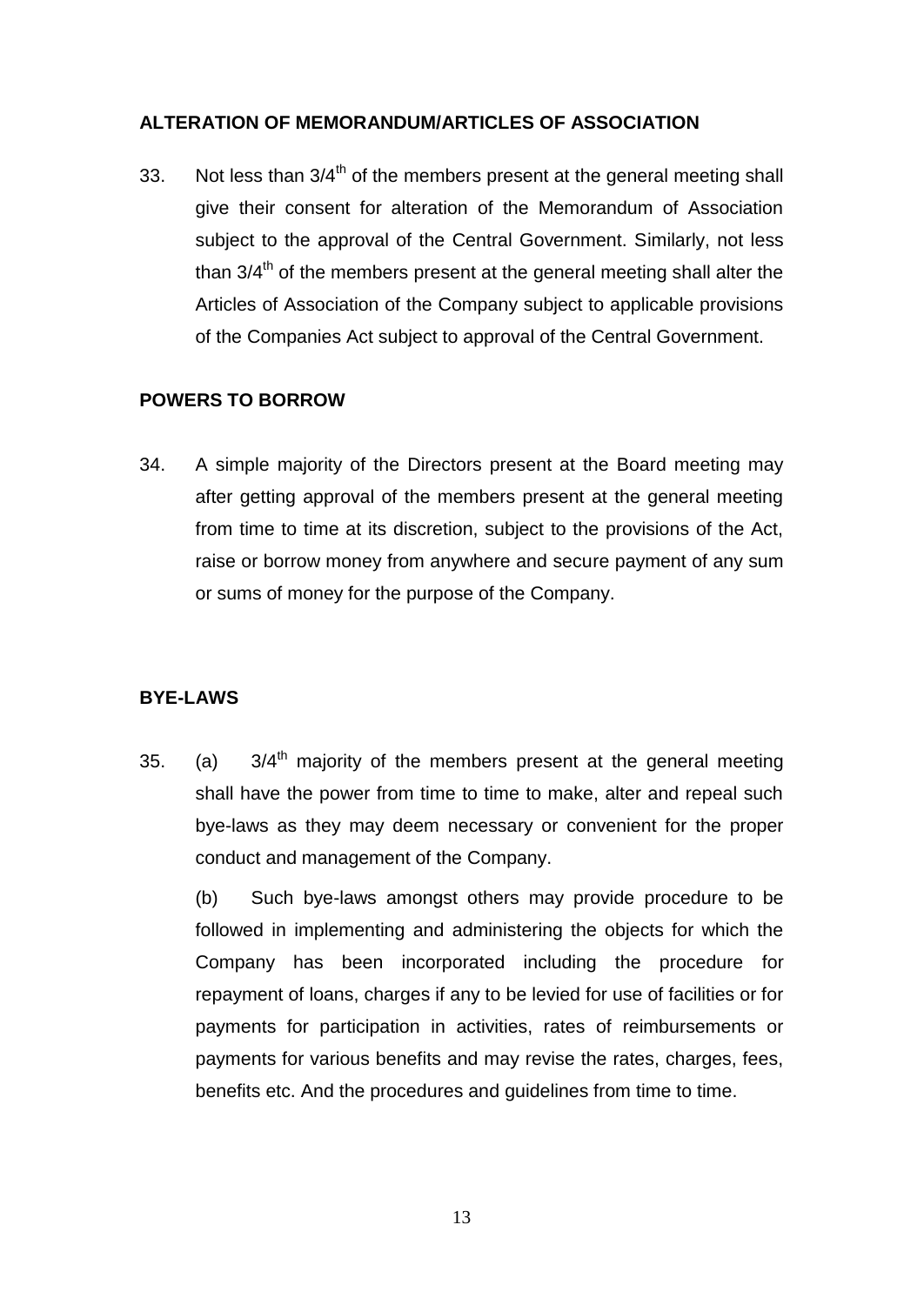## ALTERATION OF MEMORANDUM/ARTICLES OF ASSOCIATION

33. Not less than 3/4$^{th}$ of the members present at the general meeting shall give their consent for alteration of the Memorandum of Association subject to the approval of the Central Government. Similarly, not less than 3/4$^{th}$ of the members present at the general meeting shall alter the Articles of Association of the Company subject to applicable provisions of the Companies Act subject to approval of the Central Government.

## POWERS TO BORROW

34. A simple majority of the Directors present at the Board meeting may after getting approval of the members present at the general meeting from time to time at its discretion, subject to the provisions of the Act, raise or borrow money from anywhere and secure payment of any sum or sums of money for the purpose of the Company.

## BYE-LAWS

35. (a) 3/4$^{th}$ majority of the members present at the general meeting shall have the power from time to time to make, alter and repeal such bye-laws as they may deem necessary or convenient for the proper conduct and management of the Company.

(b) Such bye-laws amongst others may provide procedure to be followed in implementing and administering the objects for which the Company has been incorporated including the procedure for repayment of loans, charges if any to be levied for use of facilities or for payments for participation in activities, rates of reimbursements or payments for various benefits and may revise the rates, charges, fees, benefits etc. And the procedures and guidelines from time to time.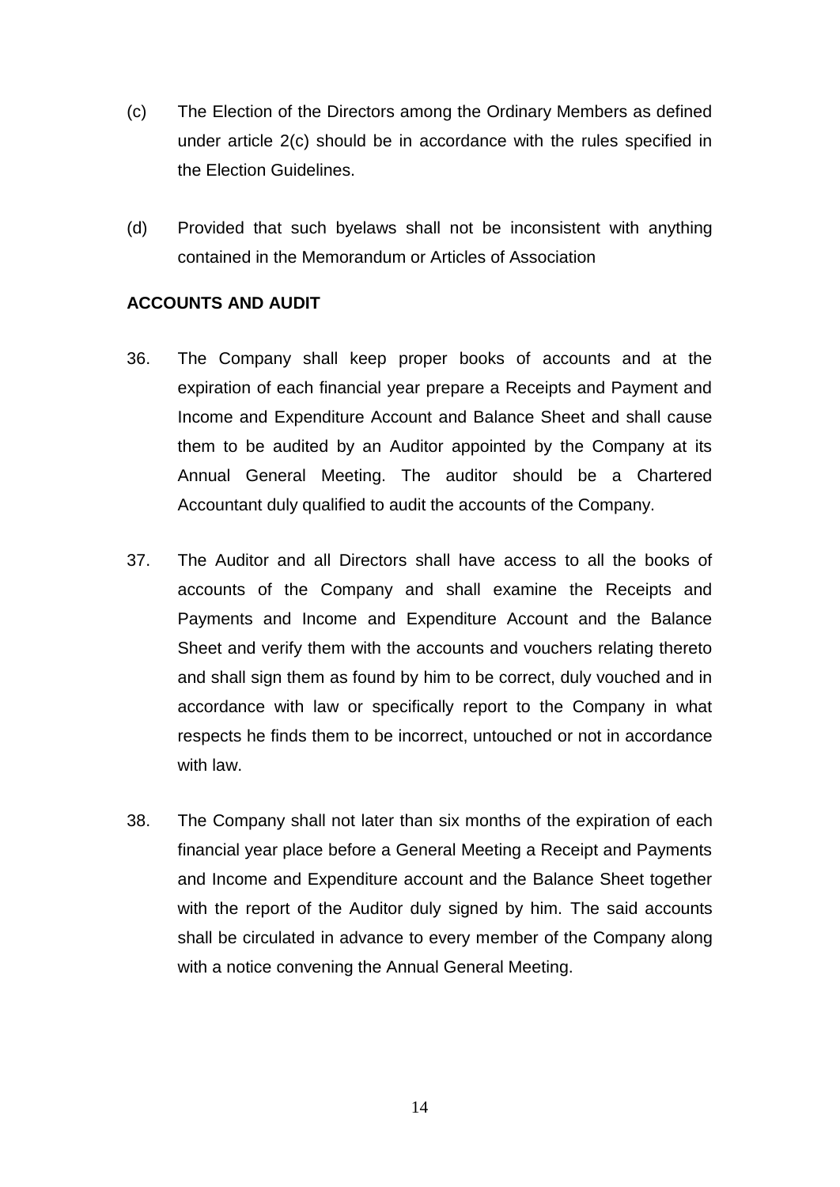(c) The Election of the Directors among the Ordinary Members as defined under article 2(c) should be in accordance with the rules specified in the Election Guidelines.

(d) Provided that such byelaws shall not be inconsistent with anything contained in the Memorandum or Articles of Association

**ACCOUNTS AND AUDIT**

36. The Company shall keep proper books of accounts and at the expiration of each financial year prepare a Receipts and Payment and Income and Expenditure Account and Balance Sheet and shall cause them to be audited by an Auditor appointed by the Company at its Annual General Meeting. The auditor should be a Chartered Accountant duly qualified to audit the accounts of the Company.

37. The Auditor and all Directors shall have access to all the books of accounts of the Company and shall examine the Receipts and Payments and Income and Expenditure Account and the Balance Sheet and verify them with the accounts and vouchers relating thereto and shall sign them as found by him to be correct, duly vouched and in accordance with law or specifically report to the Company in what respects he finds them to be incorrect, untouched or not in accordance with law.

38. The Company shall not later than six months of the expiration of each financial year place before a General Meeting a Receipt and Payments and Income and Expenditure account and the Balance Sheet together with the report of the Auditor duly signed by him. The said accounts shall be circulated in advance to every member of the Company along with a notice convening the Annual General Meeting.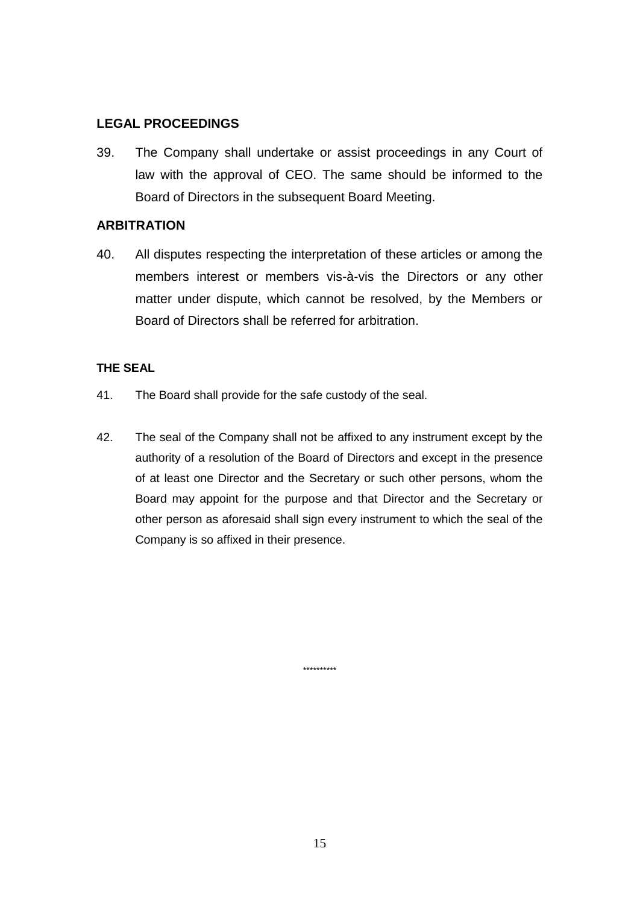## LEGAL PROCEEDINGS

39. The Company shall undertake or assist proceedings in any Court of law with the approval of CEO. The same should be informed to the Board of Directors in the subsequent Board Meeting.

## ARBITRATION

40. All disputes respecting the interpretation of these articles or among the members interest or members vis-à-vis the Directors or any other matter under dispute, which cannot be resolved, by the Members or Board of Directors shall be referred for arbitration.

## THE SEAL

41. The Board shall provide for the safe custody of the seal.

42. The seal of the Company shall not be affixed to any instrument except by the authority of a resolution of the Board of Directors and except in the presence of at least one Director and the Secretary or such other persons, whom the Board may appoint for the purpose and that Director and the Secretary or other person as aforesaid shall sign every instrument to which the seal of the Company is so affixed in their presence.

**********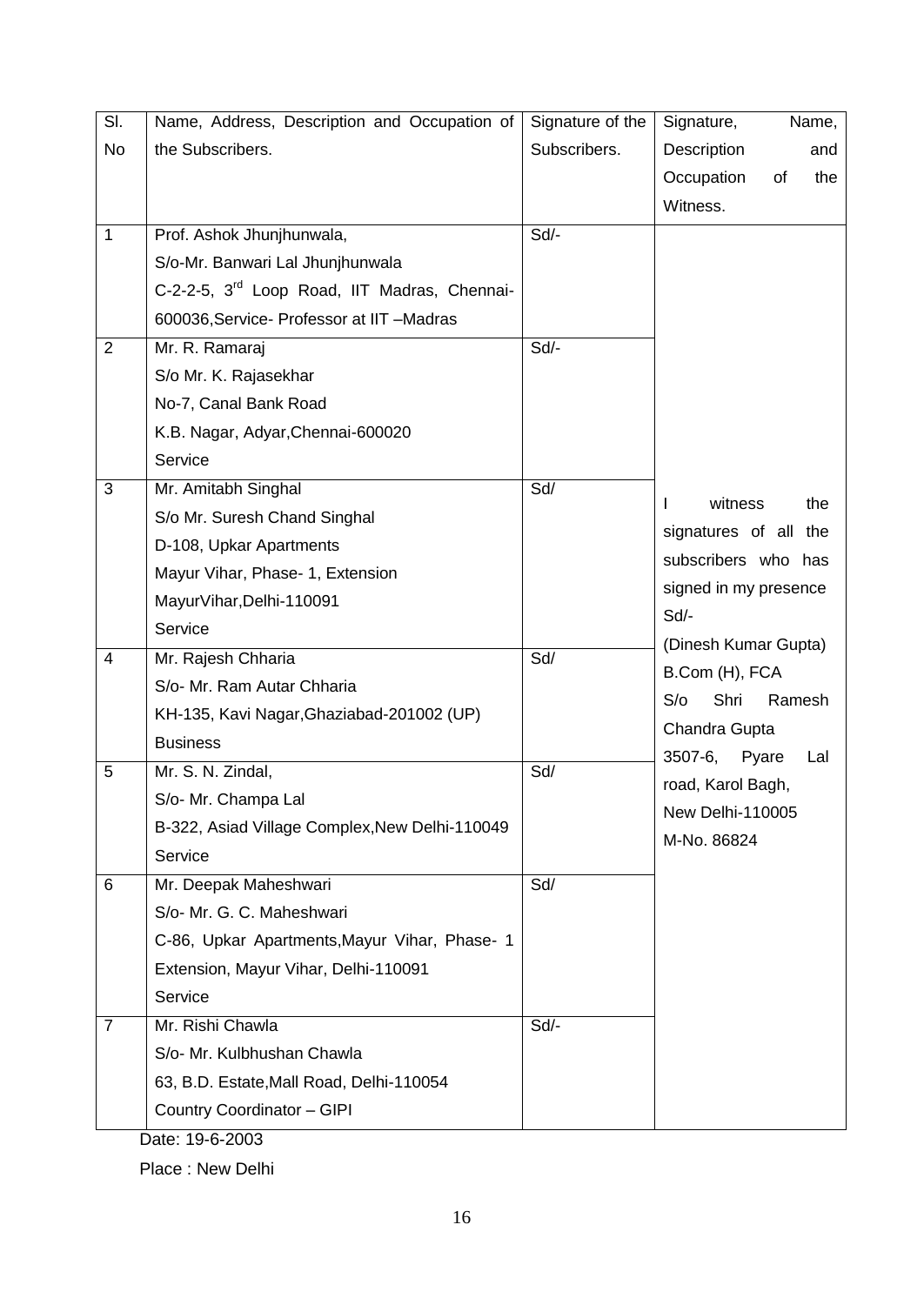| Sl. No | Name, Address, Description and Occupation of the Subscribers. | Signature of the Subscribers. | Signature, Name, Description and Occupation of the Witness. |
|---|---|---|---|
| 1 | Prof. Ashok Jhunjhunwala, S/o-Mr. Banwari Lal Jhunjhunwala C-2-2-5, 3rd Loop Road, IIT Madras, Chennai-600036,Service- Professor at IIT –Madras | Sd/- | I witness the signatures of all the subscribers who has signed in my presence Sd/- (Dinesh Kumar Gupta) B.Com (H), FCA S/o Shri Ramesh Chandra Gupta 3507-6, Pyare Lal road, Karol Bagh, New Delhi-110005 M-No. 86824 |
| 2 | Mr. R. Ramaraj S/o Mr. K. Rajasekhar No-7, Canal Bank Road K.B. Nagar, Adyar,Chennai-600020 Service | Sd/- | |
| 3 | Mr. Amitabh Singhal S/o Mr. Suresh Chand Singhal D-108, Upkar Apartments Mayur Vihar, Phase- 1, Extension MayurVihar,Delhi-110091 Service | Sd/ | |
| 4 | Mr. Rajesh Chharia S/o- Mr. Ram Autar Chharia KH-135, Kavi Nagar,Ghaziabad-201002 (UP) Business | Sd/ | |
| 5 | Mr. S. N. Zindal, S/o- Mr. Champa Lal B-322, Asiad Village Complex,New Delhi-110049 Service | Sd/ | |
| 6 | Mr. Deepak Maheshwari S/o- Mr. G. C. Maheshwari C-86, Upkar Apartments,Mayur Vihar, Phase- 1 Extension, Mayur Vihar, Delhi-110091 Service | Sd/ | |
| 7 | Mr. Rishi Chawla S/o- Mr. Kulbhushan Chawla 63, B.D. Estate,Mall Road, Delhi-110054 Country Coordinator – GIPI | Sd/- | |

Date: 19-6-2003

Place : New Delhi